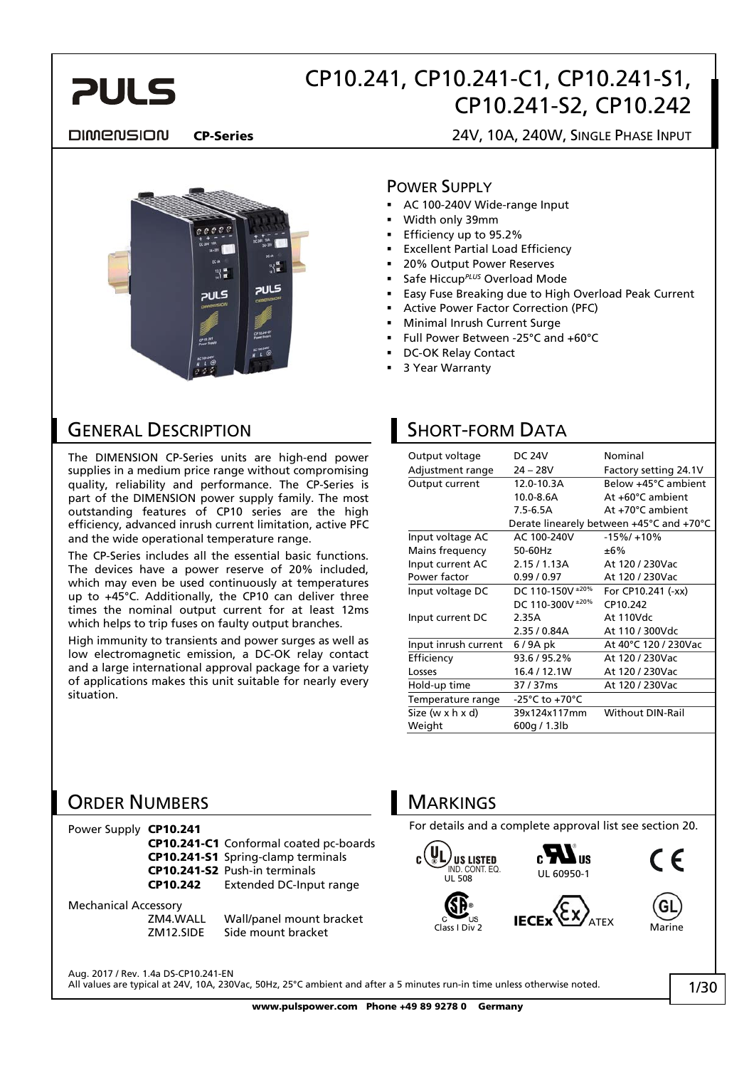# CP10.241, CP10.241-C1, CP10.241-S1, CP10.241-S2, CP10.242

DIMENSION **CP-Series** 24V, 10A, 240W, SINGLE PHASE INPUT

## POWER SUPPLY

- AC 100-240V Wide-range Input
- Width only 39mm
- Efficiency up to 95.2%
- Excellent Partial Load Efficiency
- 20% Output Power Reserves
- Safe Hiccup*PLUS* Overload Mode
- Easy Fuse Breaking due to High Overload Peak Current
- Active Power Factor Correction (PFC)
- Minimal Inrush Current Surge
- Full Power Between -25°C and +60°C
- DC-OK Relay Contact
- 3 Year Warranty

## GENERAL DESCRIPTION

The DIMENSION CP-Series units are high-end power supplies in a medium price range without compromising quality, reliability and performance. The CP-Series is part of the DIMENSION power supply family. The most outstanding features of CP10 series are the high efficiency, advanced inrush current limitation, active PFC and the wide operational temperature range.

The CP-Series includes all the essential basic functions. The devices have a power reserve of 20% included, which may even be used continuously at temperatures up to +45°C. Additionally, the CP10 can deliver three times the nominal output current for at least 12ms which helps to trip fuses on faulty output branches.

High immunity to transients and power surges as well as low electromagnetic emission, a DC-OK relay contact and a large international approval package for a variety of applications makes this unit suitable for nearly every situation.

## SHORT-FORM DATA

| | | |
|---|---|---|
| Output voltage | DC 24V | Nominal |
| Adjustment range | 24 – 28V | Factory setting 24.1V |
| Output current | 12.0-10.3A | Below +45°C ambient |
| | 10.0-8.6A | At +60°C ambient |
| | 7.5-6.5A | At +70°C ambient |
| | Derate linearly between +45°C and +70°C | |
| Input voltage AC | AC 100-240V | -15%/ +10% |
| Mains frequency | 50-60Hz | ±6% |
| Input current AC | 2.15 / 1.13A | At 120 / 230Vac |
| Power factor | 0.99 / 0.97 | At 120 / 230Vac |
| Input voltage DC | DC 110-150V ±20% | For CP10.241 (-xx) |
| | DC 110-300V ±20% | CP10.242 |
| Input current DC | 2.35A | At 110Vdc |
| | 2.35 / 0.84A | At 110 / 300Vdc |
| Input inrush current | 6 / 9A pk | At 40°C 120 / 230Vac |
| Efficiency | 93.6 / 95.2% | At 120 / 230Vac |
| Losses | 16.4 / 12.1W | At 120 / 230Vac |
| Hold-up time | 37 / 37ms | At 120 / 230Vac |
| Temperature range | -25°C to +70°C | |
| Size (w x h x d) | 39x124x117mm | Without DIN-Rail |
| Weight | 600g / 1.3lb | |

## ORDER NUMBERS

| | | |
|---|---|---|
| Power Supply | **CP10.241** | |
| | **CP10.241-C1** | Conformal coated pc-boards |
| | **CP10.241-S1** | Spring-clamp terminals |
| | **CP10.241-S2** | Push-in terminals |
| | **CP10.242** | Extended DC-Input range |
| Mechanical Accessory | ZM4.WALL | Wall/panel mount bracket |
| | ZM12.SIDE | Side mount bracket |

## MARKINGS

For details and a complete approval list see section 20.

c UL US LISTED IND. CONT. EQ. UL 508 — c RU US UL 60950-1 — CE — c SP US Class I Div 2 — IECEx ATEX — GL Marine

Aug. 2017 / Rev. 1.4a DS-CP10.241-EN

All values are typical at 24V, 10A, 230Vac, 50Hz, 25°C ambient and after a 5 minutes run-in time unless otherwise noted.

**www.pulspower.com Phone +49 89 9278 0 Germany**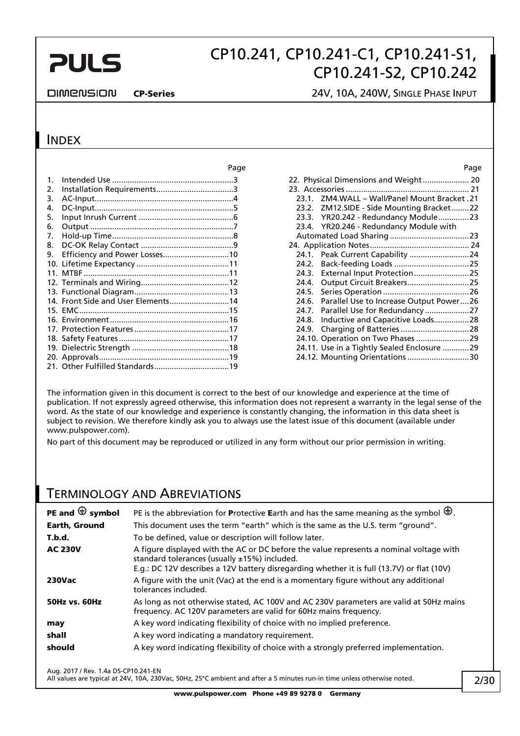## INDEX

| | Page |
|---|---|
| 1. Intended Use | 3 |
| 2. Installation Requirements | 3 |
| 3. AC-Input | 4 |
| 4. DC-Input | 5 |
| 5. Input Inrush Current | 6 |
| 6. Output | 7 |
| 7. Hold-up Time | 8 |
| 8. DC-OK Relay Contact | 9 |
| 9. Efficiency and Power Losses | 10 |
| 10. Lifetime Expectancy | 11 |
| 11. MTBF | 11 |
| 12. Terminals and Wiring | 12 |
| 13. Functional Diagram | 13 |
| 14. Front Side and User Elements | 14 |
| 15. EMC | 15 |
| 16. Environment | 16 |
| 17. Protection Features | 17 |
| 18. Safety Features | 17 |
| 19. Dielectric Strength | 18 |
| 20. Approvals | 19 |
| 21. Other Fulfilled Standards | 19 |
| 22. Physical Dimensions and Weight | 20 |
| 23. Accessories | 21 |
| 23.1. ZM4.WALL – Wall/Panel Mount Bracket | 21 |
| 23.2. ZM12.SIDE - Side Mounting Bracket | 22 |
| 23.3. YR20.242 - Redundancy Module | 23 |
| 23.4. YR20.246 - Redundancy Module with Automated Load Sharing | 23 |
| 24. Application Notes | 24 |
| 24.1. Peak Current Capability | 24 |
| 24.2. Back-feeding Loads | 25 |
| 24.3. External Input Protection | 25 |
| 24.4. Output Circuit Breakers | 25 |
| 24.5. Series Operation | 26 |
| 24.6. Parallel Use to Increase Output Power | 26 |
| 24.7. Parallel Use for Redundancy | 27 |
| 24.8. Inductive and Capacitive Loads | 28 |
| 24.9. Charging of Batteries | 28 |
| 24.10. Operation on Two Phases | 29 |
| 24.11. Use in a Tightly Sealed Enclosure | 29 |
| 24.12. Mounting Orientations | 30 |

The information given in this document is correct to the best of our knowledge and experience at the time of publication. If not expressly agreed otherwise, this information does not represent a warranty in the legal sense of the word. As the state of our knowledge and experience is constantly changing, the information in this data sheet is subject to revision. We therefore kindly ask you to always use the latest issue of this document (available under www.pulspower.com).

No part of this document may be reproduced or utilized in any form without our prior permission in writing.

## TERMINOLOGY AND ABREVIATIONS

| | |
|---|---|
| **PE and ⏚ symbol** | PE is the abbreviation for **P**rotective **E**arth and has the same meaning as the symbol ⏚. |
| **Earth, Ground** | This document uses the term "earth" which is the same as the U.S. term "ground". |
| **T.b.d.** | To be defined, value or description will follow later. |
| **AC 230V** | A figure displayed with the AC or DC before the value represents a nominal voltage with standard tolerances (usually ±15%) included. E.g.: DC 12V describes a 12V battery disregarding whether it is full (13.7V) or flat (10V) |
| **230Vac** | A figure with the unit (Vac) at the end is a momentary figure without any additional tolerances included. |
| **50Hz vs. 60Hz** | As long as not otherwise stated, AC 100V and AC 230V parameters are valid at 50Hz mains frequency. AC 120V parameters are valid for 60Hz mains frequency. |
| **may** | A key word indicating flexibility of choice with no implied preference. |
| **shall** | A key word indicating a mandatory requirement. |
| **should** | A key word indicating flexibility of choice with a strongly preferred implementation. |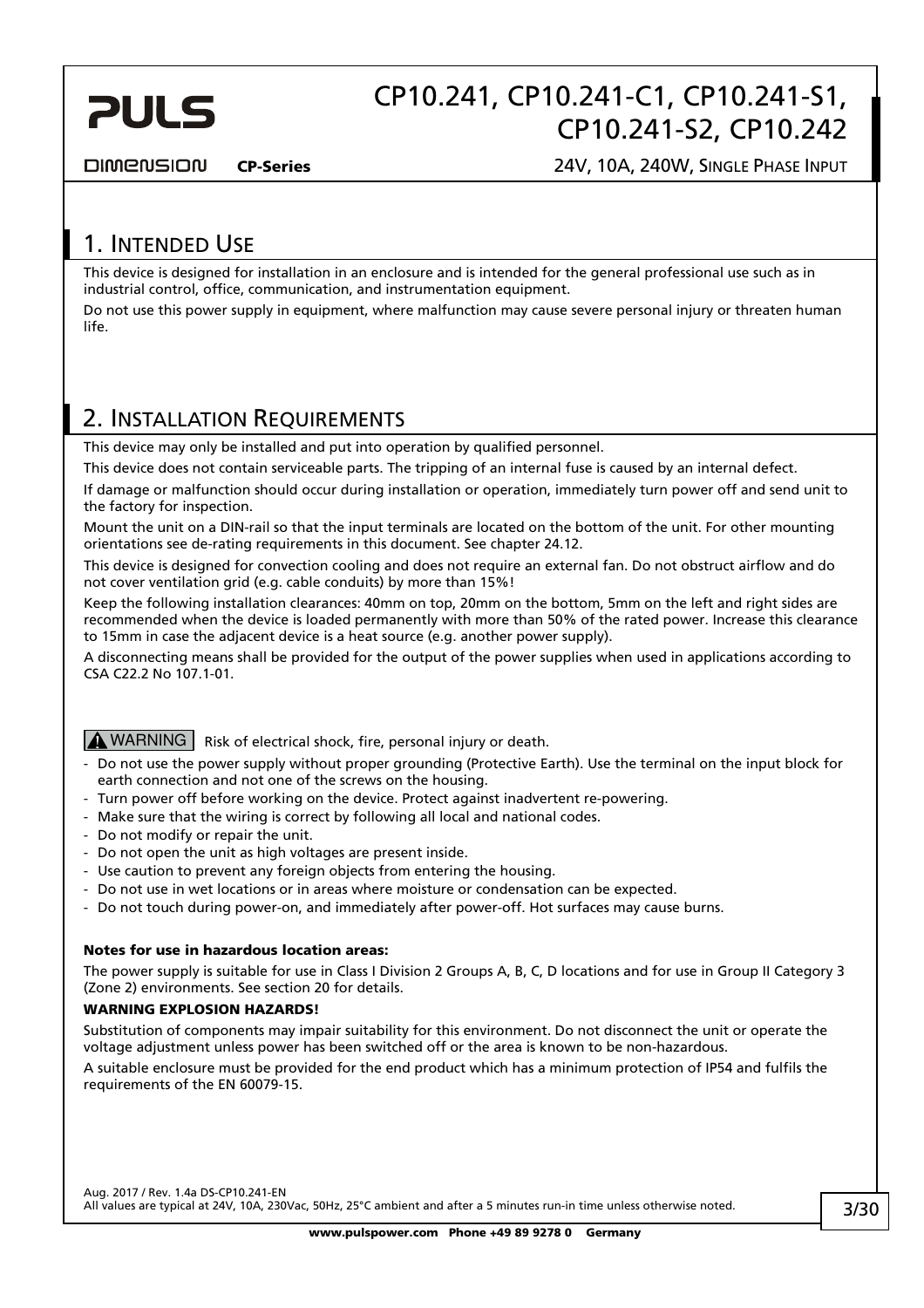## 1. Intended Use

This device is designed for installation in an enclosure and is intended for the general professional use such as in industrial control, office, communication, and instrumentation equipment.

Do not use this power supply in equipment, where malfunction may cause severe personal injury or threaten human life.

## 2. Installation Requirements

This device may only be installed and put into operation by qualified personnel.

This device does not contain serviceable parts. The tripping of an internal fuse is caused by an internal defect.

If damage or malfunction should occur during installation or operation, immediately turn power off and send unit to the factory for inspection.

Mount the unit on a DIN-rail so that the input terminals are located on the bottom of the unit. For other mounting orientations see de-rating requirements in this document. See chapter 24.12.

This device is designed for convection cooling and does not require an external fan. Do not obstruct airflow and do not cover ventilation grid (e.g. cable conduits) by more than 15%!

Keep the following installation clearances: 40mm on top, 20mm on the bottom, 5mm on the left and right sides are recommended when the device is loaded permanently with more than 50% of the rated power. Increase this clearance to 15mm in case the adjacent device is a heat source (e.g. another power supply).

A disconnecting means shall be provided for the output of the power supplies when used in applications according to CSA C22.2 No 107.1-01.

**⚠ WARNING** Risk of electrical shock, fire, personal injury or death.

- Do not use the power supply without proper grounding (Protective Earth). Use the terminal on the input block for earth connection and not one of the screws on the housing.
- Turn power off before working on the device. Protect against inadvertent re-powering.
- Make sure that the wiring is correct by following all local and national codes.
- Do not modify or repair the unit.
- Do not open the unit as high voltages are present inside.
- Use caution to prevent any foreign objects from entering the housing.
- Do not use in wet locations or in areas where moisture or condensation can be expected.
- Do not touch during power-on, and immediately after power-off. Hot surfaces may cause burns.

**Notes for use in hazardous location areas:**

The power supply is suitable for use in Class I Division 2 Groups A, B, C, D locations and for use in Group II Category 3 (Zone 2) environments. See section 20 for details.

**WARNING EXPLOSION HAZARDS!**

Substitution of components may impair suitability for this environment. Do not disconnect the unit or operate the voltage adjustment unless power has been switched off or the area is known to be non-hazardous.

A suitable enclosure must be provided for the end product which has a minimum protection of IP54 and fulfils the requirements of the EN 60079-15.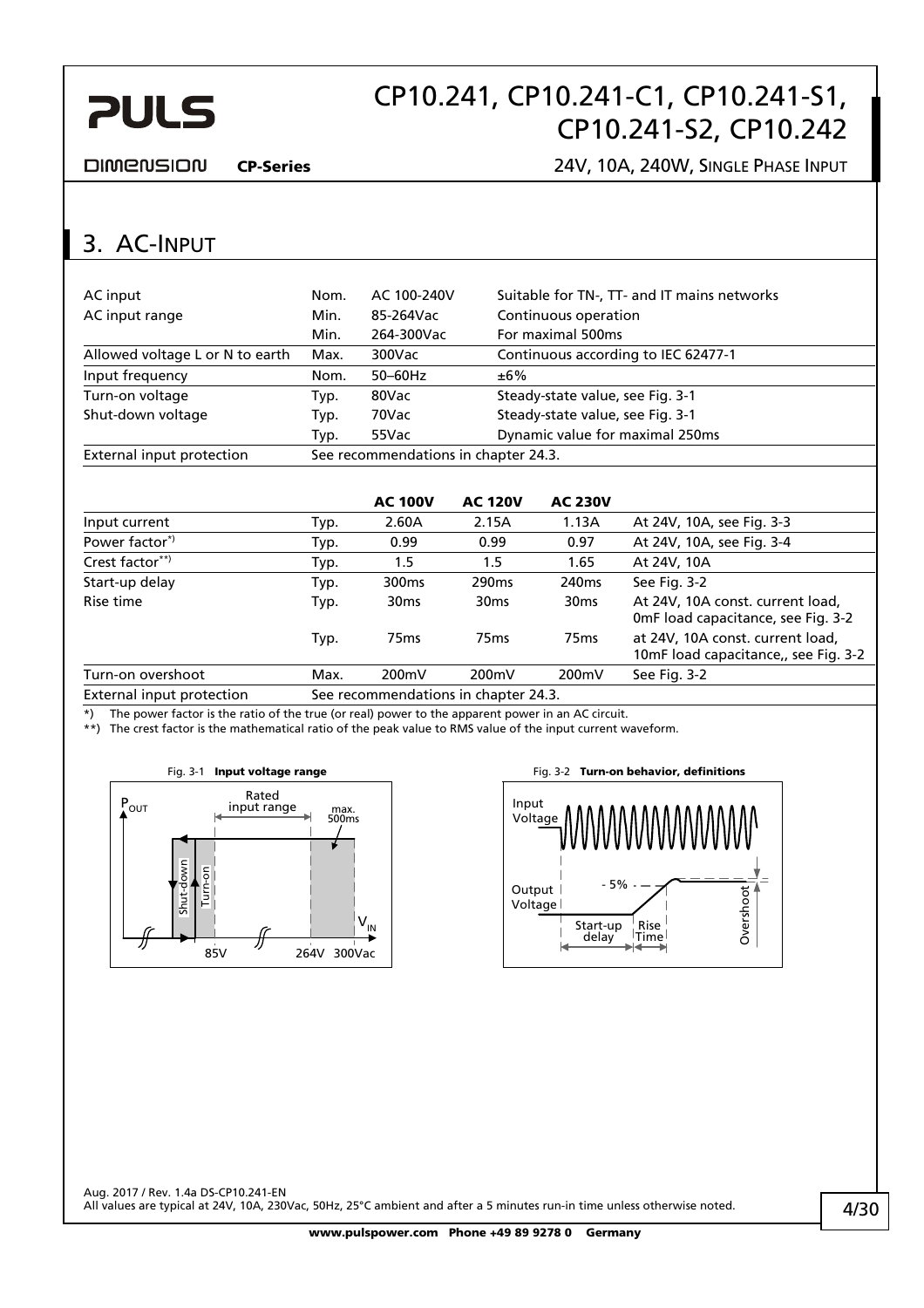## 3. AC-Input

| | | | |
|---|---|---|---|
| AC input | Nom. | AC 100-240V | Suitable for TN-, TT- and IT mains networks |
| AC input range | Min. | 85-264Vac | Continuous operation |
| | Min. | 264-300Vac | For maximal 500ms |
| Allowed voltage L or N to earth | Max. | 300Vac | Continuous according to IEC 62477-1 |
| Input frequency | Nom. | 50–60Hz | ±6% |
| Turn-on voltage | Typ. | 80Vac | Steady-state value, see Fig. 3-1 |
| Shut-down voltage | Typ. | 70Vac | Steady-state value, see Fig. 3-1 |
| | Typ. | 55Vac | Dynamic value for maximal 250ms |
| External input protection | See recommendations in chapter 24.3. | | |

| | | **AC 100V** | **AC 120V** | **AC 230V** | |
|---|---|---|---|---|---|
| Input current | Typ. | 2.60A | 2.15A | 1.13A | At 24V, 10A, see Fig. 3-3 |
| Power factor*) | Typ. | 0.99 | 0.99 | 0.97 | At 24V, 10A, see Fig. 3-4 |
| Crest factor**) | Typ. | 1.5 | 1.5 | 1.65 | At 24V, 10A |
| Start-up delay | Typ. | 300ms | 290ms | 240ms | See Fig. 3-2 |
| Rise time | Typ. | 30ms | 30ms | 30ms | At 24V, 10A const. current load, 0mF load capacitance, see Fig. 3-2 |
| | Typ. | 75ms | 75ms | 75ms | at 24V, 10A const. current load, 10mF load capacitance,, see Fig. 3-2 |
| Turn-on overshoot | Max. | 200mV | 200mV | 200mV | See Fig. 3-2 |
| External input protection | See recommendations in chapter 24.3. | | | | |

*) The power factor is the ratio of the true (or real) power to the apparent power in an AC circuit.

**) The crest factor is the mathematical ratio of the peak value to RMS value of the input current waveform.

Fig. 3-1 **Input voltage range**

Fig. 3-2 **Turn-on behavior, definitions**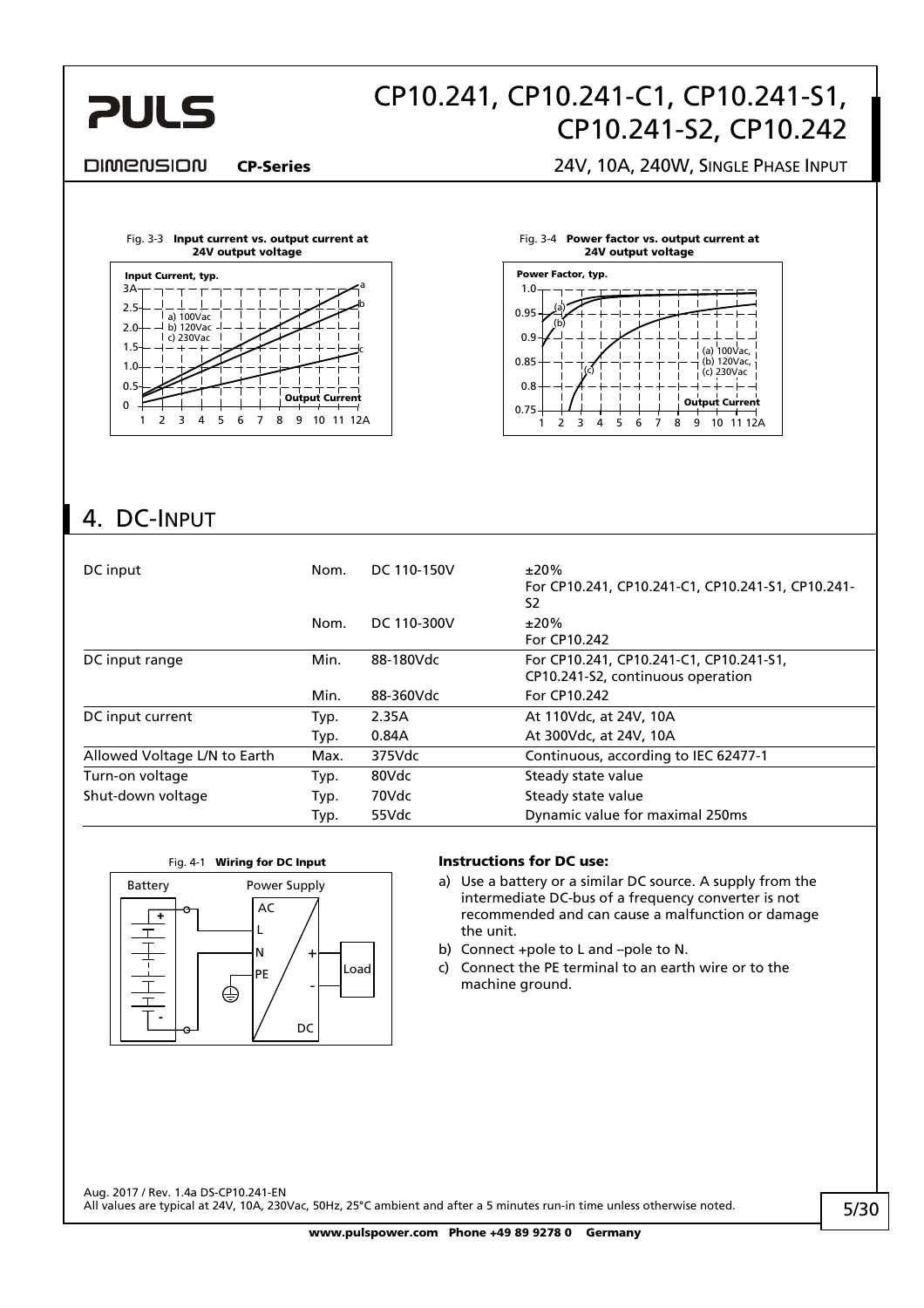Fig. 3-3 **Input current vs. output current at 24V output voltage**

Fig. 3-4 **Power factor vs. output current at 24V output voltage**

## 4. DC-Input

| | | | |
|---|---|---|---|
| DC input | Nom. | DC 110-150V | ±20% For CP10.241, CP10.241-C1, CP10.241-S1, CP10.241-S2 |
| | Nom. | DC 110-300V | ±20% For CP10.242 |
| DC input range | Min. | 88-180Vdc | For CP10.241, CP10.241-C1, CP10.241-S1, CP10.241-S2, continuous operation |
| | Min. | 88-360Vdc | For CP10.242 |
| DC input current | Typ. | 2.35A | At 110Vdc, at 24V, 10A |
| | Typ. | 0.84A | At 300Vdc, at 24V, 10A |
| Allowed Voltage L/N to Earth | Max. | 375Vdc | Continuous, according to IEC 62477-1 |
| Turn-on voltage | Typ. | 80Vdc | Steady state value |
| Shut-down voltage | Typ. | 70Vdc | Steady state value |
| | Typ. | 55Vdc | Dynamic value for maximal 250ms |

Fig. 4-1 **Wiring for DC Input**

**Instructions for DC use:**

a) Use a battery or a similar DC source. A supply from the intermediate DC-bus of a frequency converter is not recommended and can cause a malfunction or damage the unit.
b) Connect +pole to L and –pole to N.
c) Connect the PE terminal to an earth wire or to the machine ground.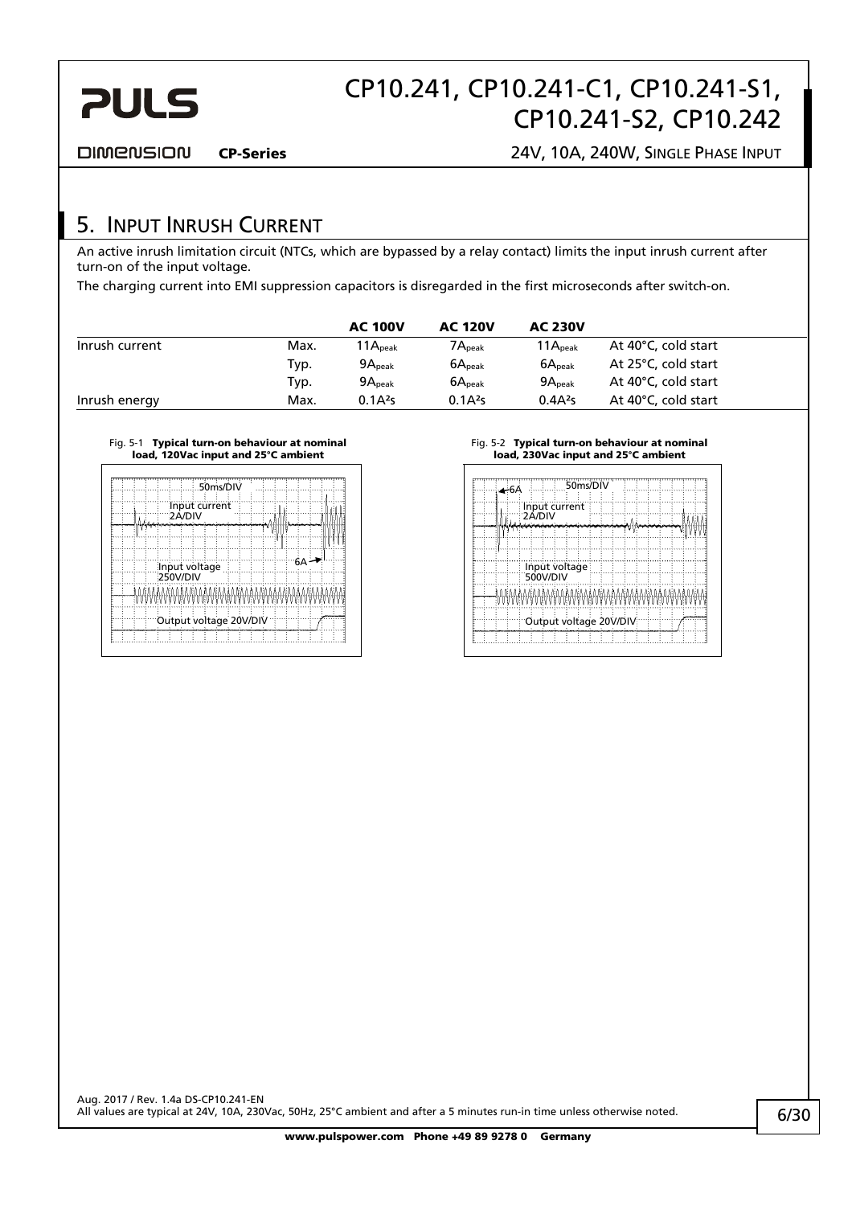## 5. Input Inrush Current

An active inrush limitation circuit (NTCs, which are bypassed by a relay contact) limits the input inrush current after turn-on of the input voltage.

The charging current into EMI suppression capacitors is disregarded in the first microseconds after switch-on.

| | | AC 100V | AC 120V | AC 230V | |
|---|---|---|---|---|---|
| Inrush current | Max. | $11A_{peak}$ | $7A_{peak}$ | $11A_{peak}$ | At 40°C, cold start |
| | Typ. | $9A_{peak}$ | $6A_{peak}$ | $6A_{peak}$ | At 25°C, cold start |
| | Typ. | $9A_{peak}$ | $6A_{peak}$ | $9A_{peak}$ | At 40°C, cold start |
| Inrush energy | Max. | $0.1A^2s$ | $0.1A^2s$ | $0.4A^2s$ | At 40°C, cold start |

Fig. 5-1 **Typical turn-on behaviour at nominal load, 120Vac input and 25°C ambient**

Fig. 5-2 **Typical turn-on behaviour at nominal load, 230Vac input and 25°C ambient**

Aug. 2017 / Rev. 1.4a DS-CP10.241-EN

All values are typical at 24V, 10A, 230Vac, 50Hz, 25°C ambient and after a 5 minutes run-in time unless otherwise noted.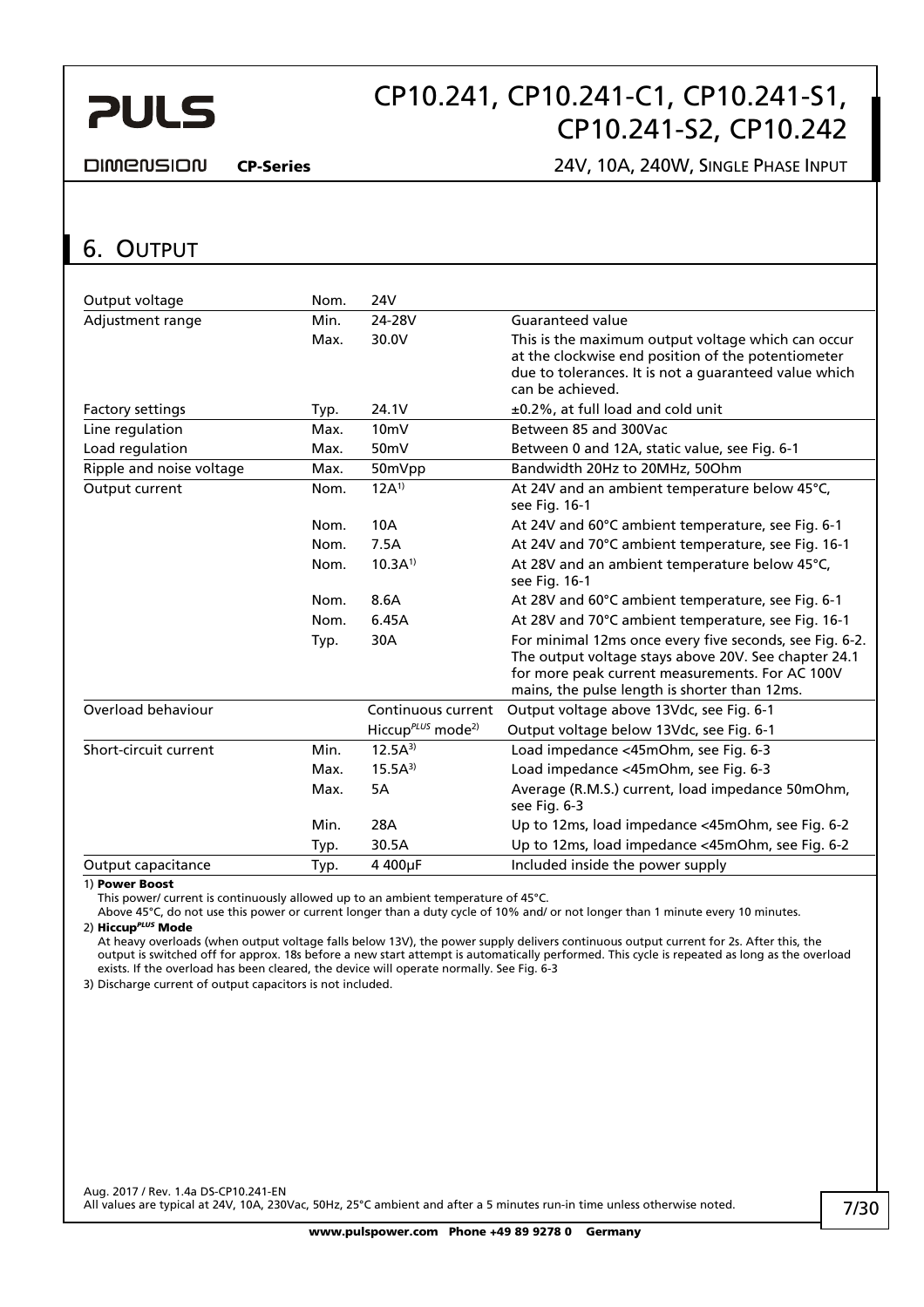## 6. OUTPUT

| | | | |
|---|---|---|---|
| Output voltage | Nom. | 24V | |
| Adjustment range | Min. | 24-28V | Guaranteed value |
| | Max. | 30.0V | This is the maximum output voltage which can occur at the clockwise end position of the potentiometer due to tolerances. It is not a guaranteed value which can be achieved. |
| Factory settings | Typ. | 24.1V | ±0.2%, at full load and cold unit |
| Line regulation | Max. | 10mV | Between 85 and 300Vac |
| Load regulation | Max. | 50mV | Between 0 and 12A, static value, see Fig. 6-1 |
| Ripple and noise voltage | Max. | 50mVpp | Bandwidth 20Hz to 20MHz, 50Ohm |
| Output current | Nom. | 12A[1] | At 24V and an ambient temperature below 45°C, see Fig. 16-1 |
| | Nom. | 10A | At 24V and 60°C ambient temperature, see Fig. 6-1 |
| | Nom. | 7.5A | At 24V and 70°C ambient temperature, see Fig. 16-1 |
| | Nom. | 10.3A[1] | At 28V and an ambient temperature below 45°C, see Fig. 16-1 |
| | Nom. | 8.6A | At 28V and 60°C ambient temperature, see Fig. 6-1 |
| | Nom. | 6.45A | At 28V and 70°C ambient temperature, see Fig. 16-1 |
| | Typ. | 30A | For minimal 12ms once every five seconds, see Fig. 6-2. The output voltage stays above 20V. See chapter 24.1 for more peak current measurements. For AC 100V mains, the pulse length is shorter than 12ms. |
| Overload behaviour | | Continuous current | Output voltage above 13Vdc, see Fig. 6-1 |
| | | Hiccup*PLUS* mode[2] | Output voltage below 13Vdc, see Fig. 6-1 |
| Short-circuit current | Min. | 12.5A[3] | Load impedance <45mOhm, see Fig. 6-3 |
| | Max. | 15.5A[3] | Load impedance <45mOhm, see Fig. 6-3 |
| | Max. | 5A | Average (R.M.S.) current, load impedance 50mOhm, see Fig. 6-3 |
| | Min. | 28A | Up to 12ms, load impedance <45mOhm, see Fig. 6-2 |
| | Typ. | 30.5A | Up to 12ms, load impedance <45mOhm, see Fig. 6-2 |
| Output capacitance | Typ. | 4 400µF | Included inside the power supply |

1) **Power Boost**
This power/ current is continuously allowed up to an ambient temperature of 45°C.
Above 45°C, do not use this power or current longer than a duty cycle of 10% and/ or not longer than 1 minute every 10 minutes.

2) **Hiccup*PLUS* Mode**
At heavy overloads (when output voltage falls below 13V), the power supply delivers continuous output current for 2s. After this, the output is switched off for approx. 18s before a new start attempt is automatically performed. This cycle is repeated as long as the overload exists. If the overload has been cleared, the device will operate normally. See Fig. 6-3

3) Discharge current of output capacitors is not included.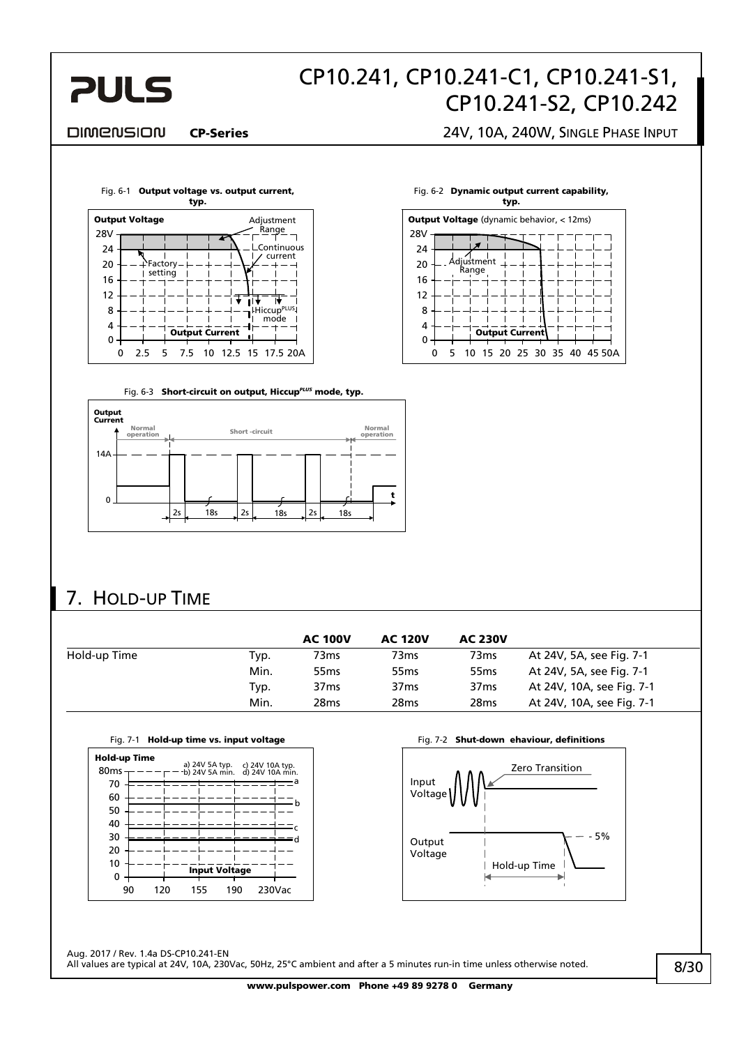Fig. 6-1 **Output voltage vs. output current, typ.**

Fig. 6-2 **Dynamic output current capability, typ.**

Fig. 6-3 **Short-circuit on output, Hiccup*PLUS* mode, typ.**

## 7. Hold-up Time

| | | AC 100V | AC 120V | AC 230V | |
|---|---|---|---|---|---|
| Hold-up Time | Typ. | 73ms | 73ms | 73ms | At 24V, 5A, see Fig. 7-1 |
| | Min. | 55ms | 55ms | 55ms | At 24V, 5A, see Fig. 7-1 |
| | Typ. | 37ms | 37ms | 37ms | At 24V, 10A, see Fig. 7-1 |
| | Min. | 28ms | 28ms | 28ms | At 24V, 10A, see Fig. 7-1 |

Fig. 7-1 **Hold-up time vs. input voltage**

Fig. 7-2 **Shut-down ehaviour, definitions**

Aug. 2017 / Rev. 1.4a DS-CP10.241-EN

All values are typical at 24V, 10A, 230Vac, 50Hz, 25°C ambient and after a 5 minutes run-in time unless otherwise noted.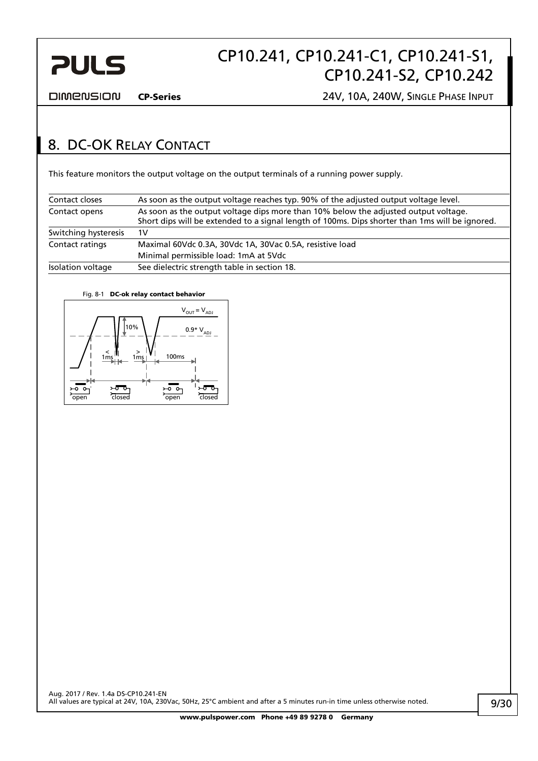# 8. DC-OK Relay Contact

This feature monitors the output voltage on the output terminals of a running power supply.

| | |
|---|---|
| Contact closes | As soon as the output voltage reaches typ. 90% of the adjusted output voltage level. |
| Contact opens | As soon as the output voltage dips more than 10% below the adjusted output voltage.<br>Short dips will be extended to a signal length of 100ms. Dips shorter than 1ms will be ignored. |
| Switching hysteresis | 1V |
| Contact ratings | Maximal 60Vdc 0.3A, 30Vdc 1A, 30Vac 0.5A, resistive load<br>Minimal permissible load: 1mA at 5Vdc |
| Isolation voltage | See dielectric strength table in section 18. |

Fig. 8-1 **DC-ok relay contact behavior**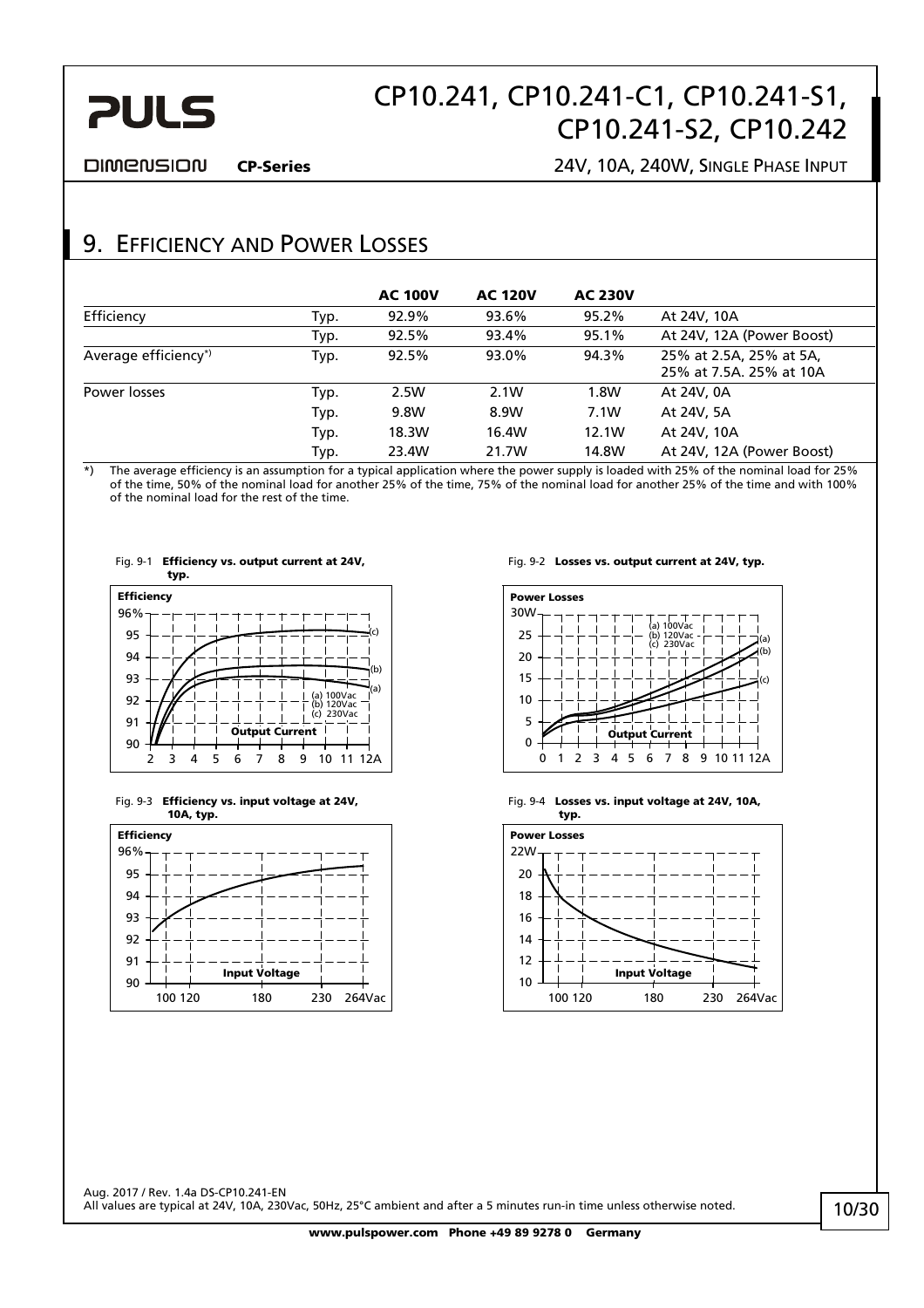## 9. Efficiency and Power Losses

| | | AC 100V | AC 120V | AC 230V | |
|---|---|---|---|---|---|
| Efficiency | Typ. | 92.9% | 93.6% | 95.2% | At 24V, 10A |
| | Typ. | 92.5% | 93.4% | 95.1% | At 24V, 12A (Power Boost) |
| Average efficiency*) | Typ. | 92.5% | 93.0% | 94.3% | 25% at 2.5A, 25% at 5A, 25% at 7.5A. 25% at 10A |
| Power losses | Typ. | 2.5W | 2.1W | 1.8W | At 24V, 0A |
| | Typ. | 9.8W | 8.9W | 7.1W | At 24V, 5A |
| | Typ. | 18.3W | 16.4W | 12.1W | At 24V, 10A |
| | Typ. | 23.4W | 21.7W | 14.8W | At 24V, 12A (Power Boost) |

*) The average efficiency is an assumption for a typical application where the power supply is loaded with 25% of the nominal load for 25% of the time, 50% of the nominal load for another 25% of the time, 75% of the nominal load for another 25% of the time and with 100% of the nominal load for the rest of the time.

Fig. 9-1 **Efficiency vs. output current at 24V, typ.**

Fig. 9-2 **Losses vs. output current at 24V, typ.**

Fig. 9-3 **Efficiency vs. input voltage at 24V, 10A, typ.**

Fig. 9-4 **Losses vs. input voltage at 24V, 10A, typ.**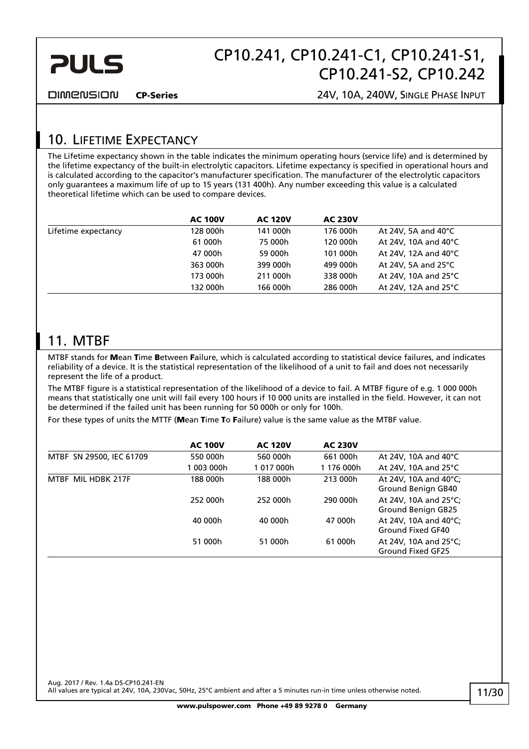## 10. Lifetime Expectancy

The Lifetime expectancy shown in the table indicates the minimum operating hours (service life) and is determined by the lifetime expectancy of the built-in electrolytic capacitors. Lifetime expectancy is specified in operational hours and is calculated according to the capacitor's manufacturer specification. The manufacturer of the electrolytic capacitors only guarantees a maximum life of up to 15 years (131 400h). Any number exceeding this value is a calculated theoretical lifetime which can be used to compare devices.

| | AC 100V | AC 120V | AC 230V | |
|---|---|---|---|---|
| Lifetime expectancy | 128 000h | 141 000h | 176 000h | At 24V, 5A and 40°C |
| | 61 000h | 75 000h | 120 000h | At 24V, 10A and 40°C |
| | 47 000h | 59 000h | 101 000h | At 24V, 12A and 40°C |
| | 363 000h | 399 000h | 499 000h | At 24V, 5A and 25°C |
| | 173 000h | 211 000h | 338 000h | At 24V, 10A and 25°C |
| | 132 000h | 166 000h | 286 000h | At 24V, 12A and 25°C |

## 11. MTBF

MTBF stands for **M**ean **T**ime **B**etween **F**ailure, which is calculated according to statistical device failures, and indicates reliability of a device. It is the statistical representation of the likelihood of a unit to fail and does not necessarily represent the life of a product.

The MTBF figure is a statistical representation of the likelihood of a device to fail. A MTBF figure of e.g. 1 000 000h means that statistically one unit will fail every 100 hours if 10 000 units are installed in the field. However, it can not be determined if the failed unit has been running for 50 000h or only for 100h.

For these types of units the MTTF (**M**ean **T**ime **T**o **F**ailure) value is the same value as the MTBF value.

| | AC 100V | AC 120V | AC 230V | |
|---|---|---|---|---|
| MTBF SN 29500, IEC 61709 | 550 000h | 560 000h | 661 000h | At 24V, 10A and 40°C |
| | 1 003 000h | 1 017 000h | 1 176 000h | At 24V, 10A and 25°C |
| MTBF MIL HDBK 217F | 188 000h | 188 000h | 213 000h | At 24V, 10A and 40°C; Ground Benign GB40 |
| | 252 000h | 252 000h | 290 000h | At 24V, 10A and 25°C; Ground Benign GB25 |
| | 40 000h | 40 000h | 47 000h | At 24V, 10A and 40°C; Ground Fixed GF40 |
| | 51 000h | 51 000h | 61 000h | At 24V, 10A and 25°C; Ground Fixed GF25 |

Aug. 2017 / Rev. 1.4a DS-CP10.241-EN
All values are typical at 24V, 10A, 230Vac, 50Hz, 25°C ambient and after a 5 minutes run-in time unless otherwise noted.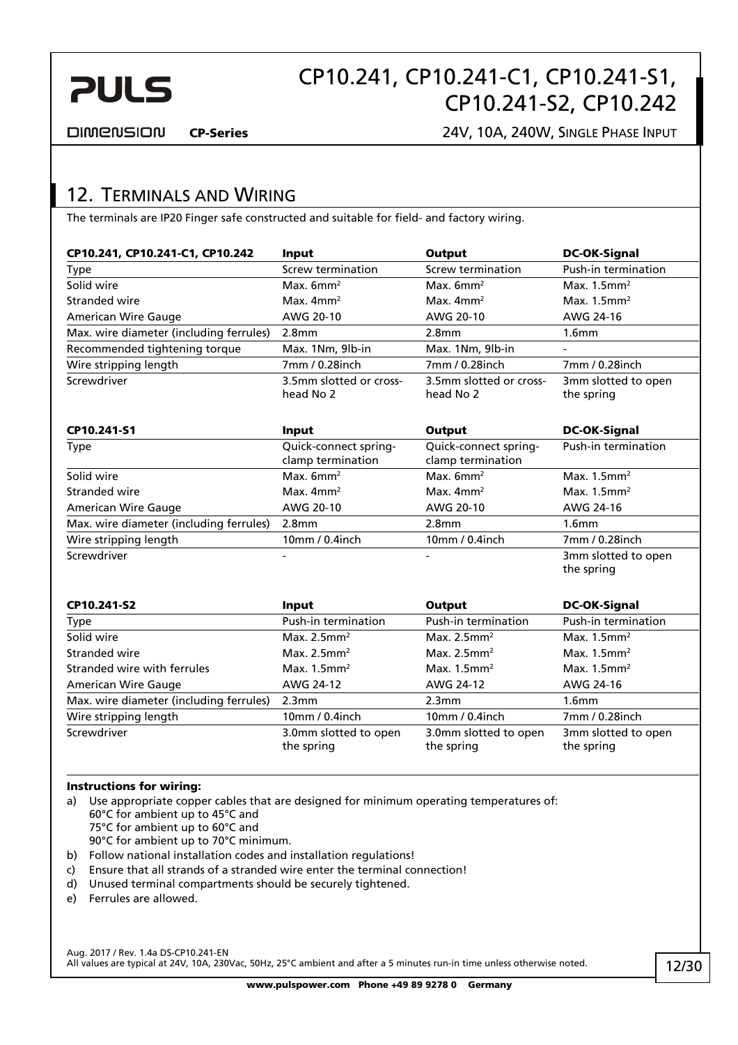## 12. Terminals and Wiring

The terminals are IP20 Finger safe constructed and suitable for field- and factory wiring.

| CP10.241, CP10.241-C1, CP10.242 | Input | Output | DC-OK-Signal |
|---|---|---|---|
| Type | Screw termination | Screw termination | Push-in termination |
| Solid wire | Max. 6mm² | Max. 6mm² | Max. 1.5mm² |
| Stranded wire | Max. 4mm² | Max. 4mm² | Max. 1.5mm² |
| American Wire Gauge | AWG 20-10 | AWG 20-10 | AWG 24-16 |
| Max. wire diameter (including ferrules) | 2.8mm | 2.8mm | 1.6mm |
| Recommended tightening torque | Max. 1Nm, 9lb-in | Max. 1Nm, 9lb-in | - |
| Wire stripping length | 7mm / 0.28inch | 7mm / 0.28inch | 7mm / 0.28inch |
| Screwdriver | 3.5mm slotted or cross-head No 2 | 3.5mm slotted or cross-head No 2 | 3mm slotted to open the spring |

| CP10.241-S1 | Input | Output | DC-OK-Signal |
|---|---|---|---|
| Type | Quick-connect spring-clamp termination | Quick-connect spring-clamp termination | Push-in termination |
| Solid wire | Max. 6mm² | Max. 6mm² | Max. 1.5mm² |
| Stranded wire | Max. 4mm² | Max. 4mm² | Max. 1.5mm² |
| American Wire Gauge | AWG 20-10 | AWG 20-10 | AWG 24-16 |
| Max. wire diameter (including ferrules) | 2.8mm | 2.8mm | 1.6mm |
| Wire stripping length | 10mm / 0.4inch | 10mm / 0.4inch | 7mm / 0.28inch |
| Screwdriver | - | - | 3mm slotted to open the spring |

| CP10.241-S2 | Input | Output | DC-OK-Signal |
|---|---|---|---|
| Type | Push-in termination | Push-in termination | Push-in termination |
| Solid wire | Max. 2.5mm² | Max. 2.5mm² | Max. 1.5mm² |
| Stranded wire | Max. 2.5mm² | Max. 2.5mm² | Max. 1.5mm² |
| Stranded wire with ferrules | Max. 1.5mm² | Max. 1.5mm² | Max. 1.5mm² |
| American Wire Gauge | AWG 24-12 | AWG 24-12 | AWG 24-16 |
| Max. wire diameter (including ferrules) | 2.3mm | 2.3mm | 1.6mm |
| Wire stripping length | 10mm / 0.4inch | 10mm / 0.4inch | 7mm / 0.28inch |
| Screwdriver | 3.0mm slotted to open the spring | 3.0mm slotted to open the spring | 3mm slotted to open the spring |

**Instructions for wiring:**

a) Use appropriate copper cables that are designed for minimum operating temperatures of:
60°C for ambient up to 45°C and
75°C for ambient up to 60°C and
90°C for ambient up to 70°C minimum.

b) Follow national installation codes and installation regulations!

c) Ensure that all strands of a stranded wire enter the terminal connection!

d) Unused terminal compartments should be securely tightened.

e) Ferrules are allowed.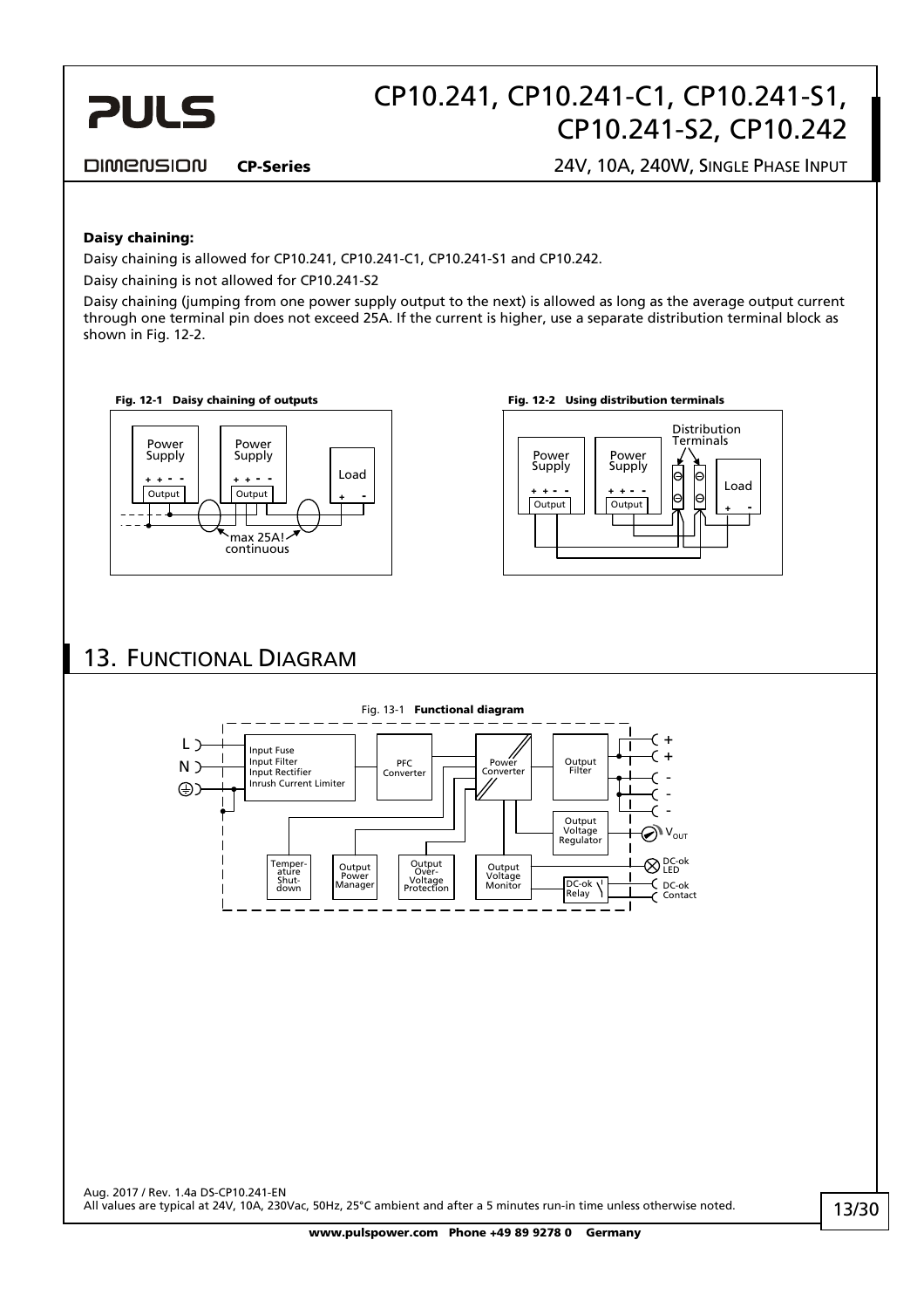**Daisy chaining:**

Daisy chaining is allowed for CP10.241, CP10.241-C1, CP10.241-S1 and CP10.242.

Daisy chaining is not allowed for CP10.241-S2

Daisy chaining (jumping from one power supply output to the next) is allowed as long as the average output current through one terminal pin does not exceed 25A. If the current is higher, use a separate distribution terminal block as shown in Fig. 12-2.

**Fig. 12-1 Daisy chaining of outputs**

**Fig. 12-2 Using distribution terminals**

## 13. Functional Diagram

Fig. 13-1 **Functional diagram**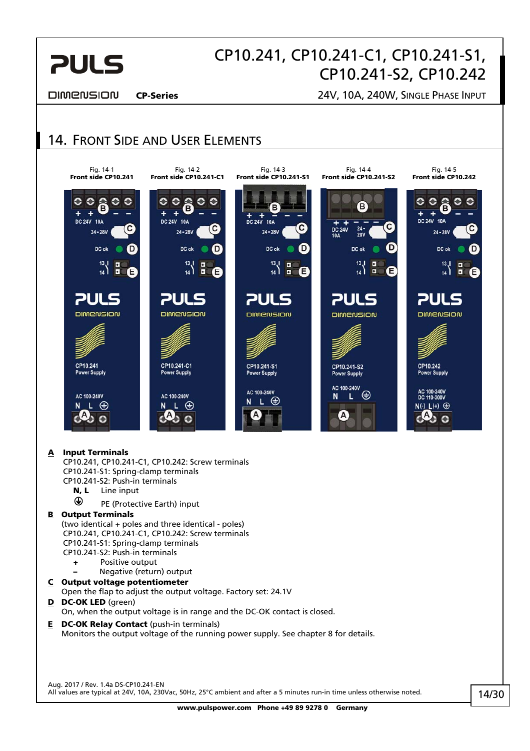## 14. Front Side and User Elements

Fig. 14-1 Front side CP10.241

Fig. 14-2 Front side CP10.241-C1

Fig. 14-3 Front side CP10.241-S1

Fig. 14-4 Front side CP10.241-S2

Fig. 14-5 Front side CP10.242

**A** **Input Terminals**
CP10.241, CP10.241-C1, CP10.242: Screw terminals
CP10.241-S1: Spring-clamp terminals
CP10.241-S2: Push-in terminals
- **N, L** Line input
- ⏚ PE (Protective Earth) input

**B** **Output Terminals**
(two identical + poles and three identical - poles)
CP10.241, CP10.241-C1, CP10.242: Screw terminals
CP10.241-S1: Spring-clamp terminals
CP10.241-S2: Push-in terminals
- **+** Positive output
- **–** Negative (return) output

**C** **Output voltage potentiometer**
Open the flap to adjust the output voltage. Factory set: 24.1V

**D** **DC-OK LED** (green)
On, when the output voltage is in range and the DC-OK contact is closed.

**E** **DC-OK Relay Contact** (push-in terminals)
Monitors the output voltage of the running power supply. See chapter 8 for details.

Aug. 2017 / Rev. 1.4a DS-CP10.241-EN
All values are typical at 24V, 10A, 230Vac, 50Hz, 25°C ambient and after a 5 minutes run-in time unless otherwise noted.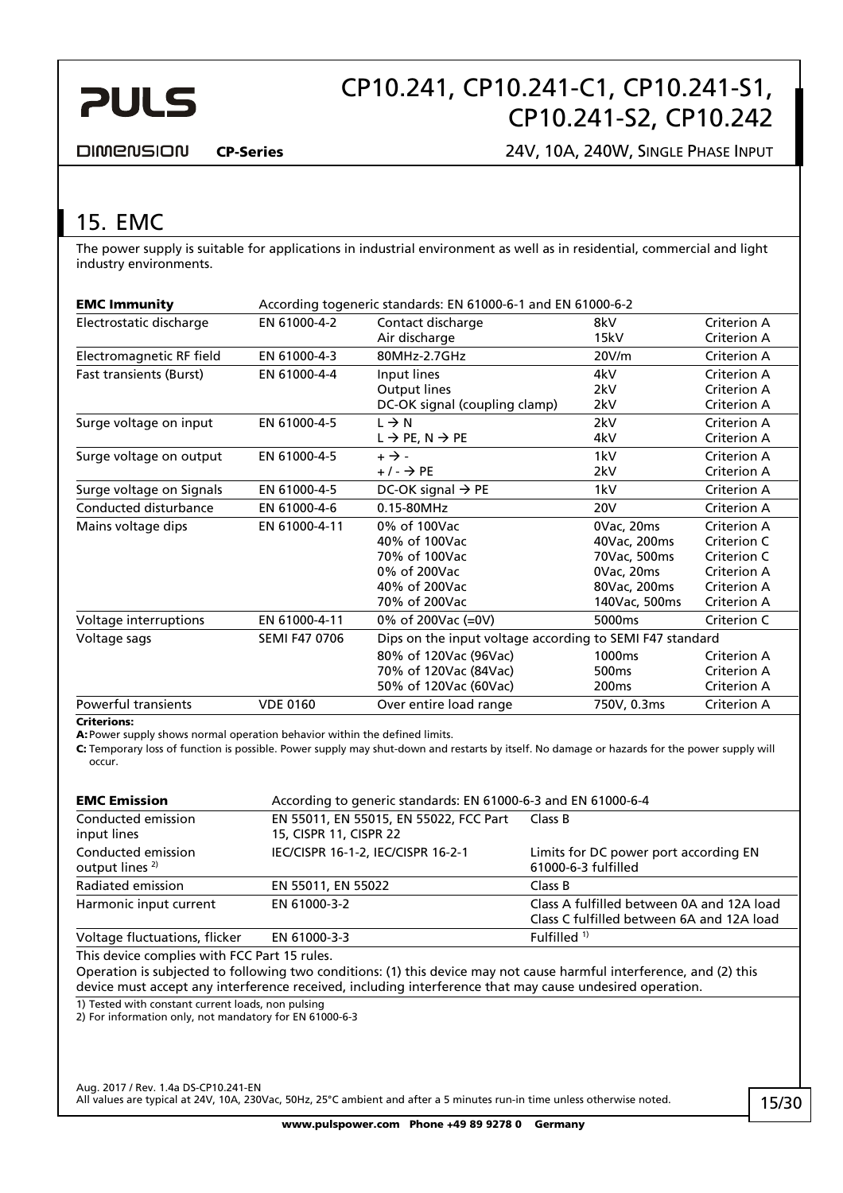## 15. EMC

The power supply is suitable for applications in industrial environment as well as in residential, commercial and light industry environments.

| **EMC Immunity** | According togeneric standards: EN 61000-6-1 and EN 61000-6-2 | | | |
|---|---|---|---|---|
| Electrostatic discharge | EN 61000-4-2 | Contact discharge<br>Air discharge | 8kV<br>15kV | Criterion A<br>Criterion A |
| Electromagnetic RF field | EN 61000-4-3 | 80MHz-2.7GHz | 20V/m | Criterion A |
| Fast transients (Burst) | EN 61000-4-4 | Input lines<br>Output lines<br>DC-OK signal (coupling clamp) | 4kV<br>2kV<br>2kV | Criterion A<br>Criterion A<br>Criterion A |
| Surge voltage on input | EN 61000-4-5 | L → N<br>L → PE, N → PE | 2kV<br>4kV | Criterion A<br>Criterion A |
| Surge voltage on output | EN 61000-4-5 | + → -<br>+ / - → PE | 1kV<br>2kV | Criterion A<br>Criterion A |
| Surge voltage on Signals | EN 61000-4-5 | DC-OK signal → PE | 1kV | Criterion A |
| Conducted disturbance | EN 61000-4-6 | 0.15-80MHz | 20V | Criterion A |
| Mains voltage dips | EN 61000-4-11 | 0% of 100Vac<br>40% of 100Vac<br>70% of 100Vac<br>0% of 200Vac<br>40% of 200Vac<br>70% of 200Vac | 0Vac, 20ms<br>40Vac, 200ms<br>70Vac, 500ms<br>0Vac, 20ms<br>80Vac, 200ms<br>140Vac, 500ms | Criterion A<br>Criterion C<br>Criterion C<br>Criterion A<br>Criterion A<br>Criterion A |
| Voltage interruptions | EN 61000-4-11 | 0% of 200Vac (=0V) | 5000ms | Criterion C |
| Voltage sags | SEMI F47 0706 | Dips on the input voltage according to SEMI F47 standard<br>80% of 120Vac (96Vac)<br>70% of 120Vac (84Vac)<br>50% of 120Vac (60Vac) | <br>1000ms<br>500ms<br>200ms | <br>Criterion A<br>Criterion A<br>Criterion A |
| Powerful transients | VDE 0160 | Over entire load range | 750V, 0.3ms | Criterion A |

**Criterions:**

**A:** Power supply shows normal operation behavior within the defined limits.

**C:** Temporary loss of function is possible. Power supply may shut-down and restarts by itself. No damage or hazards for the power supply will occur.

| **EMC Emission** | According to generic standards: EN 61000-6-3 and EN 61000-6-4 | |
|---|---|---|
| Conducted emission input lines | EN 55011, EN 55015, EN 55022, FCC Part 15, CISPR 11, CISPR 22 | Class B |
| Conducted emission output lines [2] | IEC/CISPR 16-1-2, IEC/CISPR 16-2-1 | Limits for DC power port according EN 61000-6-3 fulfilled |
| Radiated emission | EN 55011, EN 55022 | Class B |
| Harmonic input current | EN 61000-3-2 | Class A fulfilled between 0A and 12A load<br>Class C fulfilled between 6A and 12A load |
| Voltage fluctuations, flicker | EN 61000-3-3 | Fulfilled [1] |

This device complies with FCC Part 15 rules.

Operation is subjected to following two conditions: (1) this device may not cause harmful interference, and (2) this device must accept any interference received, including interference that may cause undesired operation.

1) Tested with constant current loads, non pulsing

2) For information only, not mandatory for EN 61000-6-3

Aug. 2017 / Rev. 1.4a DS-CP10.241-EN

All values are typical at 24V, 10A, 230Vac, 50Hz, 25°C ambient and after a 5 minutes run-in time unless otherwise noted.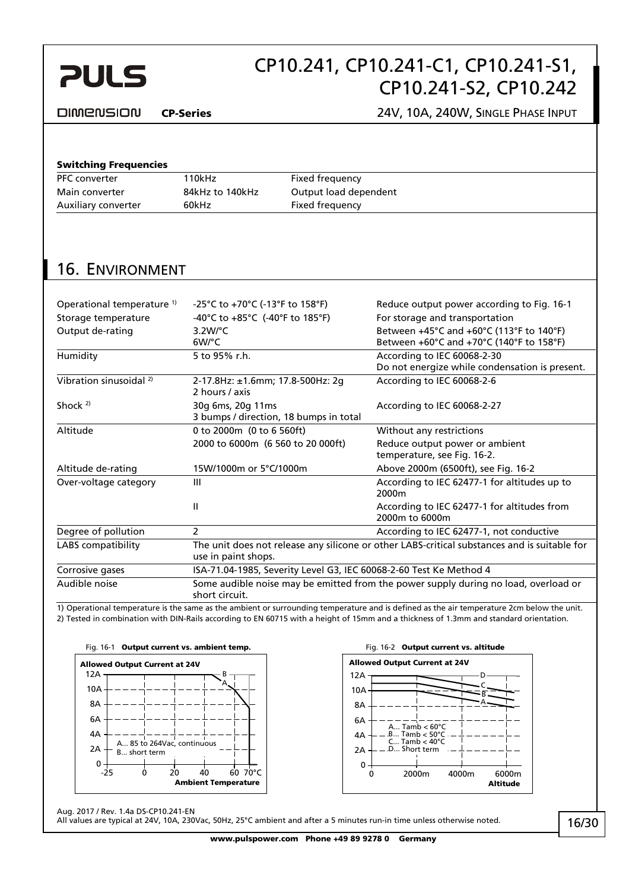### Switching Frequencies

| | | |
|---|---|---|
| PFC converter | 110kHz | Fixed frequency |
| Main converter | 84kHz to 140kHz | Output load dependent |
| Auxiliary converter | 60kHz | Fixed frequency |

## 16. Environment

| | | |
|---|---|---|
| Operational temperature [1] | -25°C to +70°C (-13°F to 158°F) | Reduce output power according to Fig. 16-1 |
| Storage temperature | -40°C to +85°C (-40°F to 185°F) | For storage and transportation |
| Output de-rating | 3.2W/°C<br>6W/°C | Between +45°C and +60°C (113°F to 140°F)<br>Between +60°C and +70°C (140°F to 158°F) |
| Humidity | 5 to 95% r.h. | According to IEC 60068-2-30<br>Do not energize while condensation is present. |
| Vibration sinusoidal [2] | 2-17.8Hz: ±1.6mm; 17.8-500Hz: 2g<br>2 hours / axis | According to IEC 60068-2-6 |
| Shock [2] | 30g 6ms, 20g 11ms<br>3 bumps / direction, 18 bumps in total | According to IEC 60068-2-27 |
| Altitude | 0 to 2000m (0 to 6 560ft) | Without any restrictions |
| | 2000 to 6000m (6 560 to 20 000ft) | Reduce output power or ambient temperature, see Fig. 16-2. |
| Altitude de-rating | 15W/1000m or 5°C/1000m | Above 2000m (6500ft), see Fig. 16-2 |
| Over-voltage category | III | According to IEC 62477-1 for altitudes up to 2000m |
| | II | According to IEC 62477-1 for altitudes from 2000m to 6000m |
| Degree of pollution | 2 | According to IEC 62477-1, not conductive |
| LABS compatibility | The unit does not release any silicone or other LABS-critical substances and is suitable for use in paint shops. | |
| Corrosive gases | ISA-71.04-1985, Severity Level G3, IEC 60068-2-60 Test Ke Method 4 | |
| Audible noise | Some audible noise may be emitted from the power supply during no load, overload or short circuit. | |

1) Operational temperature is the same as the ambient or surrounding temperature and is defined as the air temperature 2cm below the unit.

2) Tested in combination with DIN-Rails according to EN 60715 with a height of 15mm and a thickness of 1.3mm and standard orientation.

Fig. 16-1 **Output current vs. ambient temp.**

Allowed Output Current at 24V

A... 85 to 264Vac, continuous
B... short term

Ambient Temperature

Fig. 16-2 **Output current vs. altitude**

Allowed Output Current at 24V

A... Tamb < 60°C
B... Tamb < 50°C
C... Tamb < 40°C
D... Short term

Altitude

Aug. 2017 / Rev. 1.4a DS-CP10.241-EN

All values are typical at 24V, 10A, 230Vac, 50Hz, 25°C ambient and after a 5 minutes run-in time unless otherwise noted.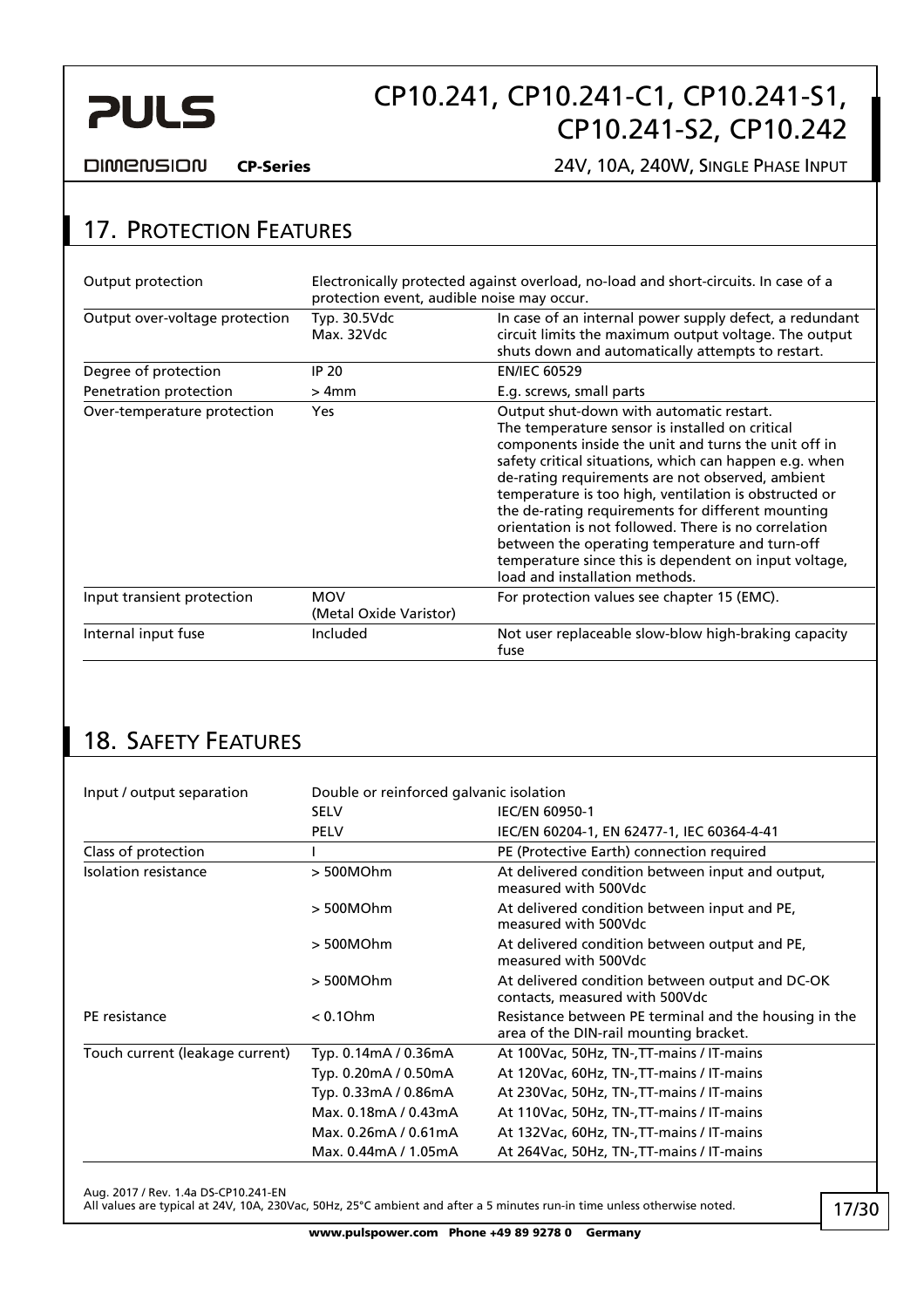## 17. Protection Features

| | | |
|---|---|---|
| Output protection | Electronically protected against overload, no-load and short-circuits. In case of a protection event, audible noise may occur. | |
| Output over-voltage protection | Typ. 30.5Vdc<br>Max. 32Vdc | In case of an internal power supply defect, a redundant circuit limits the maximum output voltage. The output shuts down and automatically attempts to restart. |
| Degree of protection | IP 20 | EN/IEC 60529 |
| Penetration protection | > 4mm | E.g. screws, small parts |
| Over-temperature protection | Yes | Output shut-down with automatic restart.<br>The temperature sensor is installed on critical components inside the unit and turns the unit off in safety critical situations, which can happen e.g. when de-rating requirements are not observed, ambient temperature is too high, ventilation is obstructed or the de-rating requirements for different mounting orientation is not followed. There is no correlation between the operating temperature and turn-off temperature since this is dependent on input voltage, load and installation methods. |
| Input transient protection | MOV<br>(Metal Oxide Varistor) | For protection values see chapter 15 (EMC). |
| Internal input fuse | Included | Not user replaceable slow-blow high-braking capacity fuse |

## 18. Safety Features

| | | |
|---|---|---|
| Input / output separation | Double or reinforced galvanic isolation | |
| | SELV | IEC/EN 60950-1 |
| | PELV | IEC/EN 60204-1, EN 62477-1, IEC 60364-4-41 |
| Class of protection | I | PE (Protective Earth) connection required |
| Isolation resistance | > 500MOhm | At delivered condition between input and output, measured with 500Vdc |
| | > 500MOhm | At delivered condition between input and PE, measured with 500Vdc |
| | > 500MOhm | At delivered condition between output and PE, measured with 500Vdc |
| | > 500MOhm | At delivered condition between output and DC-OK contacts, measured with 500Vdc |
| PE resistance | < 0.1Ohm | Resistance between PE terminal and the housing in the area of the DIN-rail mounting bracket. |
| Touch current (leakage current) | Typ. 0.14mA / 0.36mA | At 100Vac, 50Hz, TN-,TT-mains / IT-mains |
| | Typ. 0.20mA / 0.50mA | At 120Vac, 60Hz, TN-,TT-mains / IT-mains |
| | Typ. 0.33mA / 0.86mA | At 230Vac, 50Hz, TN-,TT-mains / IT-mains |
| | Max. 0.18mA / 0.43mA | At 110Vac, 50Hz, TN-,TT-mains / IT-mains |
| | Max. 0.26mA / 0.61mA | At 132Vac, 60Hz, TN-,TT-mains / IT-mains |
| | Max. 0.44mA / 1.05mA | At 264Vac, 50Hz, TN-,TT-mains / IT-mains |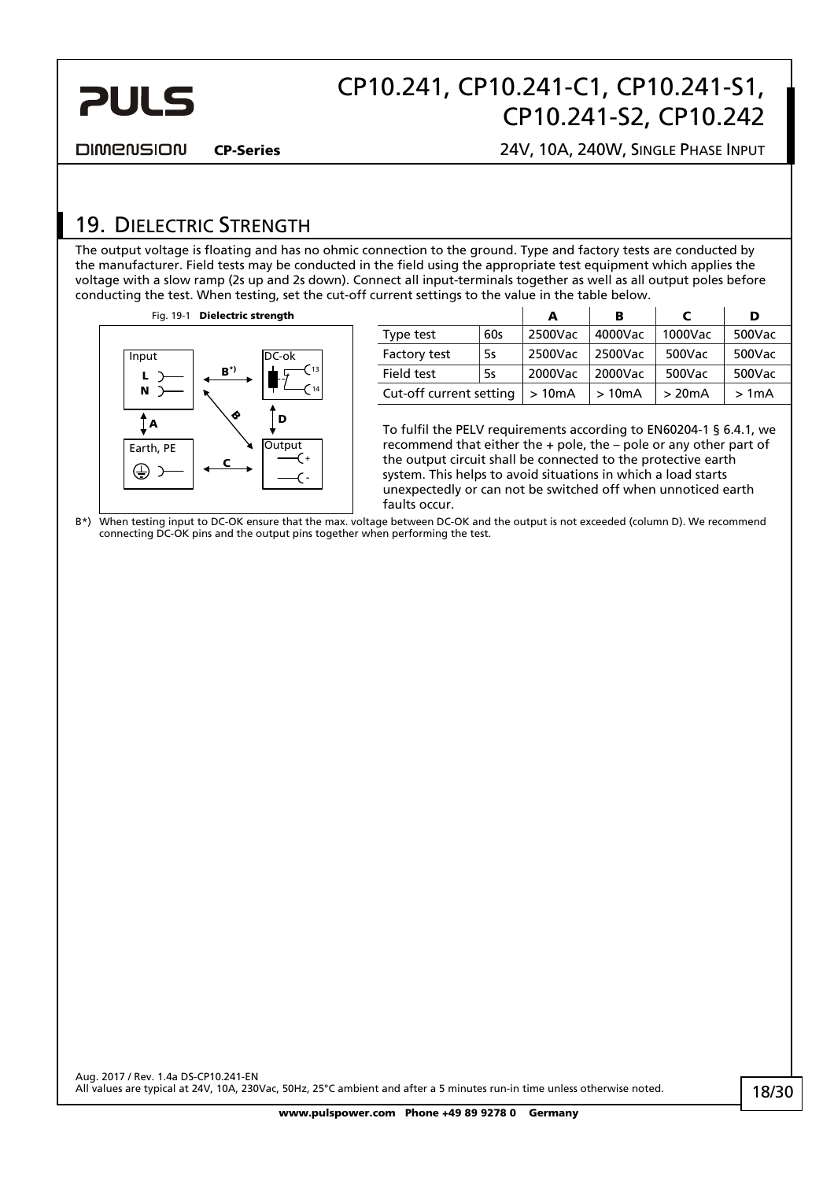## 19. Dielectric Strength

The output voltage is floating and has no ohmic connection to the ground. Type and factory tests are conducted by the manufacturer. Field tests may be conducted in the field using the appropriate test equipment which applies the voltage with a slow ramp (2s up and 2s down). Connect all input-terminals together as well as all output poles before conducting the test. When testing, set the cut-off current settings to the value in the table below.

Fig. 19-1 **Dielectric strength**

| | | A | B | C | D |
|---|---|---|---|---|---|
| Type test | 60s | 2500Vac | 4000Vac | 1000Vac | 500Vac |
| Factory test | 5s | 2500Vac | 2500Vac | 500Vac | 500Vac |
| Field test | 5s | 2000Vac | 2000Vac | 500Vac | 500Vac |
| Cut-off current setting | | > 10mA | > 10mA | > 20mA | > 1mA |

To fulfil the PELV requirements according to EN60204-1 § 6.4.1, we recommend that either the + pole, the – pole or any other part of the output circuit shall be connected to the protective earth system. This helps to avoid situations in which a load starts unexpectedly or can not be switched off when unnoticed earth faults occur.

B*) When testing input to DC-OK ensure that the max. voltage between DC-OK and the output is not exceeded (column D). We recommend connecting DC-OK pins and the output pins together when performing the test.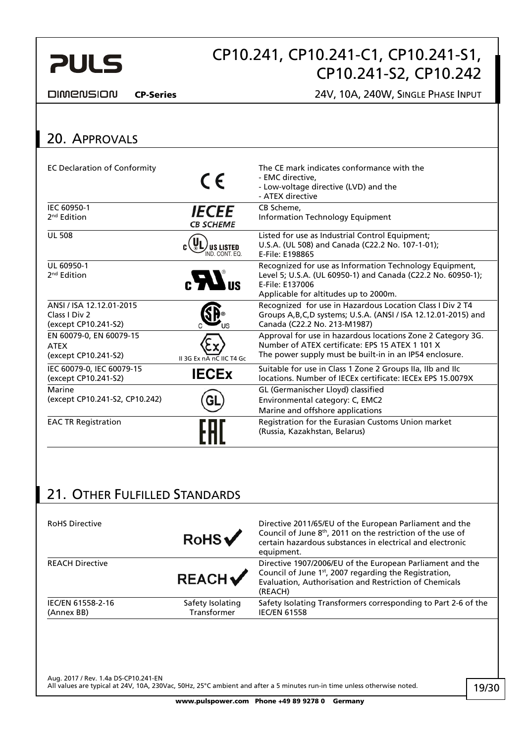## 20. Approvals

| | | |
|---|---|---|
| EC Declaration of Conformity | CE | The CE mark indicates conformance with the<br>- EMC directive,<br>- Low-voltage directive (LVD) and the<br>- ATEX directive |
| IEC 60950-1<br>2nd Edition | IECEE CB SCHEME | CB Scheme,<br>Information Technology Equipment |
| UL 508 | c UL US LISTED IND. CONT. EQ. | Listed for use as Industrial Control Equipment;<br>U.S.A. (UL 508) and Canada (C22.2 No. 107-1-01);<br>E-File: E198865 |
| UL 60950-1<br>2nd Edition | c RU US | Recognized for use as Information Technology Equipment, Level 5; U.S.A. (UL 60950-1) and Canada (C22.2 No. 60950-1);<br>E-File: E137006<br>Applicable for altitudes up to 2000m. |
| ANSI / ISA 12.12.01-2015<br>Class I Div 2<br>(except CP10.241-S2) | CSA C US | Recognized for use in Hazardous Location Class I Div 2 T4 Groups A,B,C,D systems; U.S.A. (ANSI / ISA 12.12.01-2015) and Canada (C22.2 No. 213-M1987) |
| EN 60079-0, EN 60079-15<br>ATEX<br>(except CP10.241-S2) | Ex II 3G Ex nA nC IIC T4 Gc | Approval for use in hazardous locations Zone 2 Category 3G.<br>Number of ATEX certificate: EPS 15 ATEX 1 101 X<br>The power supply must be built-in in an IP54 enclosure. |
| IEC 60079-0, IEC 60079-15<br>(except CP10.241-S2) | IECEx | Suitable for use in Class 1 Zone 2 Groups IIa, IIb and IIc locations. Number of IECEx certificate: IECEx EPS 15.0079X |
| Marine<br>(except CP10.241-S2, CP10.242) | GL | GL (Germanischer Lloyd) classified<br>Environmental category: C, EMC2<br>Marine and offshore applications |
| EAC TR Registration | EAC | Registration for the Eurasian Customs Union market (Russia, Kazakhstan, Belarus) |

## 21. Other Fulfilled Standards

| | | |
|---|---|---|
| RoHS Directive | RoHS ✓ | Directive 2011/65/EU of the European Parliament and the Council of June 8th, 2011 on the restriction of the use of certain hazardous substances in electrical and electronic equipment. |
| REACH Directive | REACH ✓ | Directive 1907/2006/EU of the European Parliament and the Council of June 1st, 2007 regarding the Registration, Evaluation, Authorisation and Restriction of Chemicals (REACH) |
| IEC/EN 61558-2-16<br>(Annex BB) | Safety Isolating Transformer | Safety Isolating Transformers corresponding to Part 2-6 of the IEC/EN 61558 |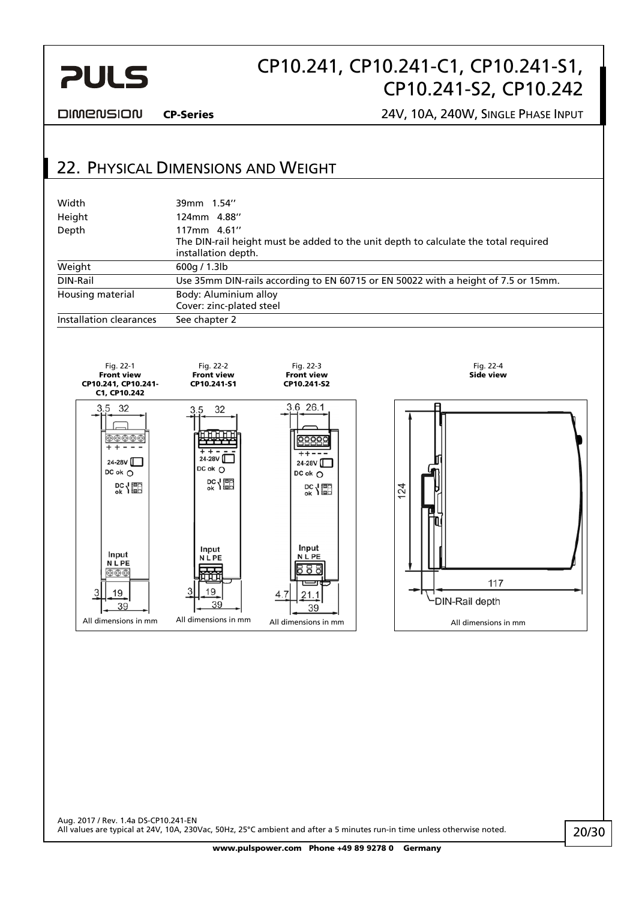## 22. Physical Dimensions and Weight

| | |
|---|---|
| Width | 39mm 1.54'' |
| Height | 124mm 4.88'' |
| Depth | 117mm 4.61''<br>The DIN-rail height must be added to the unit depth to calculate the total required installation depth. |
| Weight | 600g / 1.3lb |
| DIN-Rail | Use 35mm DIN-rails according to EN 60715 or EN 50022 with a height of 7.5 or 15mm. |
| Housing material | Body: Aluminium alloy<br>Cover: zinc-plated steel |
| Installation clearances | See chapter 2 |

Fig. 22-1 **Front view CP10.241, CP10.241-C1, CP10.242**

All dimensions in mm

Fig. 22-2 **Front view CP10.241-S1**

All dimensions in mm

Fig. 22-3 **Front view CP10.241-S2**

All dimensions in mm

Fig. 22-4 **Side view**

All dimensions in mm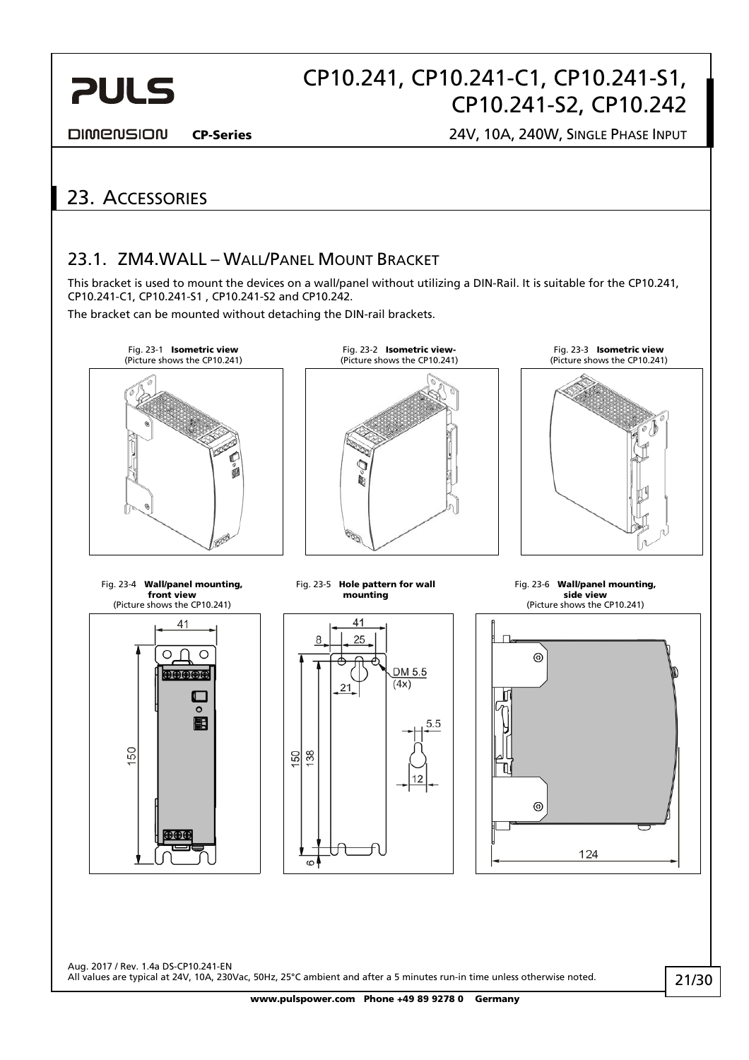# 23. Accessories

## 23.1. ZM4.WALL – Wall/Panel Mount Bracket

This bracket is used to mount the devices on a wall/panel without utilizing a DIN-Rail. It is suitable for the CP10.241, CP10.241-C1, CP10.241-S1 , CP10.241-S2 and CP10.242.

The bracket can be mounted without detaching the DIN-rail brackets.

Fig. 23-1 **Isometric view** (Picture shows the CP10.241)

Fig. 23-2 **Isometric view-** (Picture shows the CP10.241)

Fig. 23-3 **Isometric view** (Picture shows the CP10.241)

Fig. 23-4 **Wall/panel mounting, front view** (Picture shows the CP10.241)

Fig. 23-5 **Hole pattern for wall mounting**

Fig. 23-6 **Wall/panel mounting, side view** (Picture shows the CP10.241)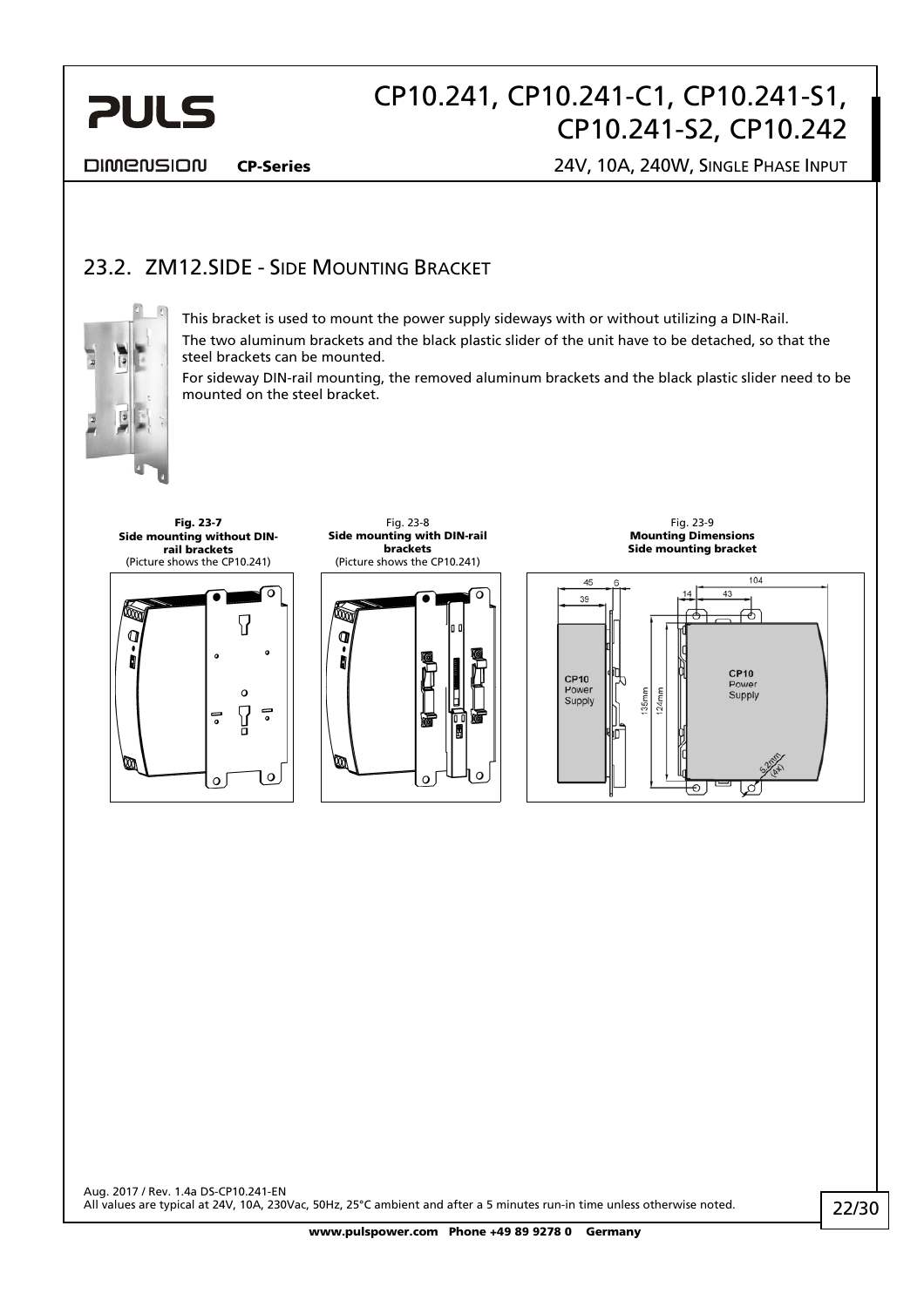## 23.2. ZM12.SIDE - Side Mounting Bracket

This bracket is used to mount the power supply sideways with or without utilizing a DIN-Rail.

The two aluminum brackets and the black plastic slider of the unit have to be detached, so that the steel brackets can be mounted.

For sideway DIN-rail mounting, the removed aluminum brackets and the black plastic slider need to be mounted on the steel bracket.

**Fig. 23-7**
**Side mounting without DIN-rail brackets**
(Picture shows the CP10.241)

Fig. 23-8
**Side mounting with DIN-rail brackets**
(Picture shows the CP10.241)

Fig. 23-9
**Mounting Dimensions**
**Side mounting bracket**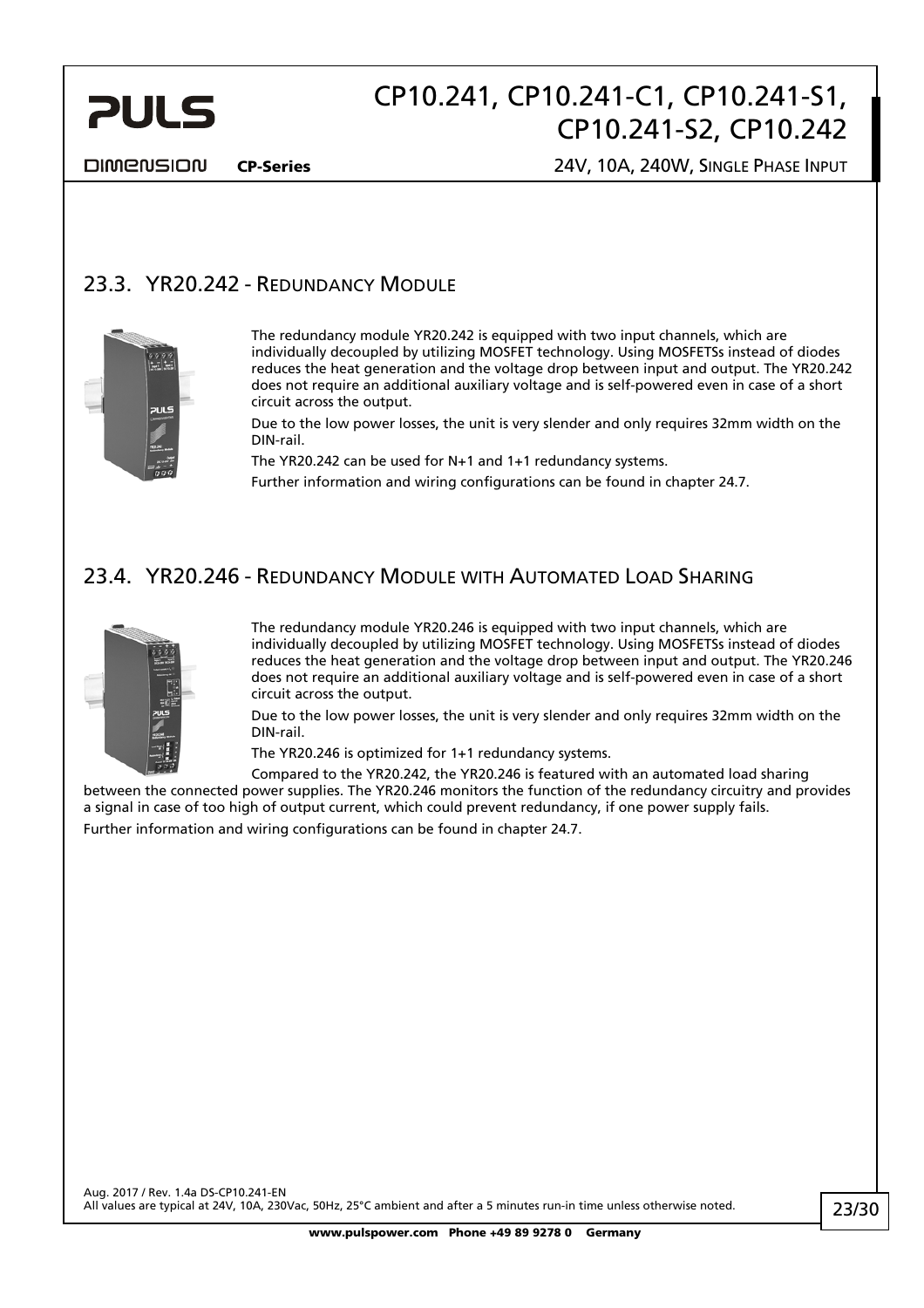## 23.3. YR20.242 - Redundancy Module

The redundancy module YR20.242 is equipped with two input channels, which are individually decoupled by utilizing MOSFET technology. Using MOSFETSs instead of diodes reduces the heat generation and the voltage drop between input and output. The YR20.242 does not require an additional auxiliary voltage and is self-powered even in case of a short circuit across the output.

Due to the low power losses, the unit is very slender and only requires 32mm width on the DIN-rail.

The YR20.242 can be used for N+1 and 1+1 redundancy systems.

Further information and wiring configurations can be found in chapter 24.7.

## 23.4. YR20.246 - Redundancy Module with Automated Load Sharing

The redundancy module YR20.246 is equipped with two input channels, which are individually decoupled by utilizing MOSFET technology. Using MOSFETSs instead of diodes reduces the heat generation and the voltage drop between input and output. The YR20.246 does not require an additional auxiliary voltage and is self-powered even in case of a short circuit across the output.

Due to the low power losses, the unit is very slender and only requires 32mm width on the DIN-rail.

The YR20.246 is optimized for 1+1 redundancy systems.

Compared to the YR20.242, the YR20.246 is featured with an automated load sharing between the connected power supplies. The YR20.246 monitors the function of the redundancy circuitry and provides a signal in case of too high of output current, which could prevent redundancy, if one power supply fails.

Further information and wiring configurations can be found in chapter 24.7.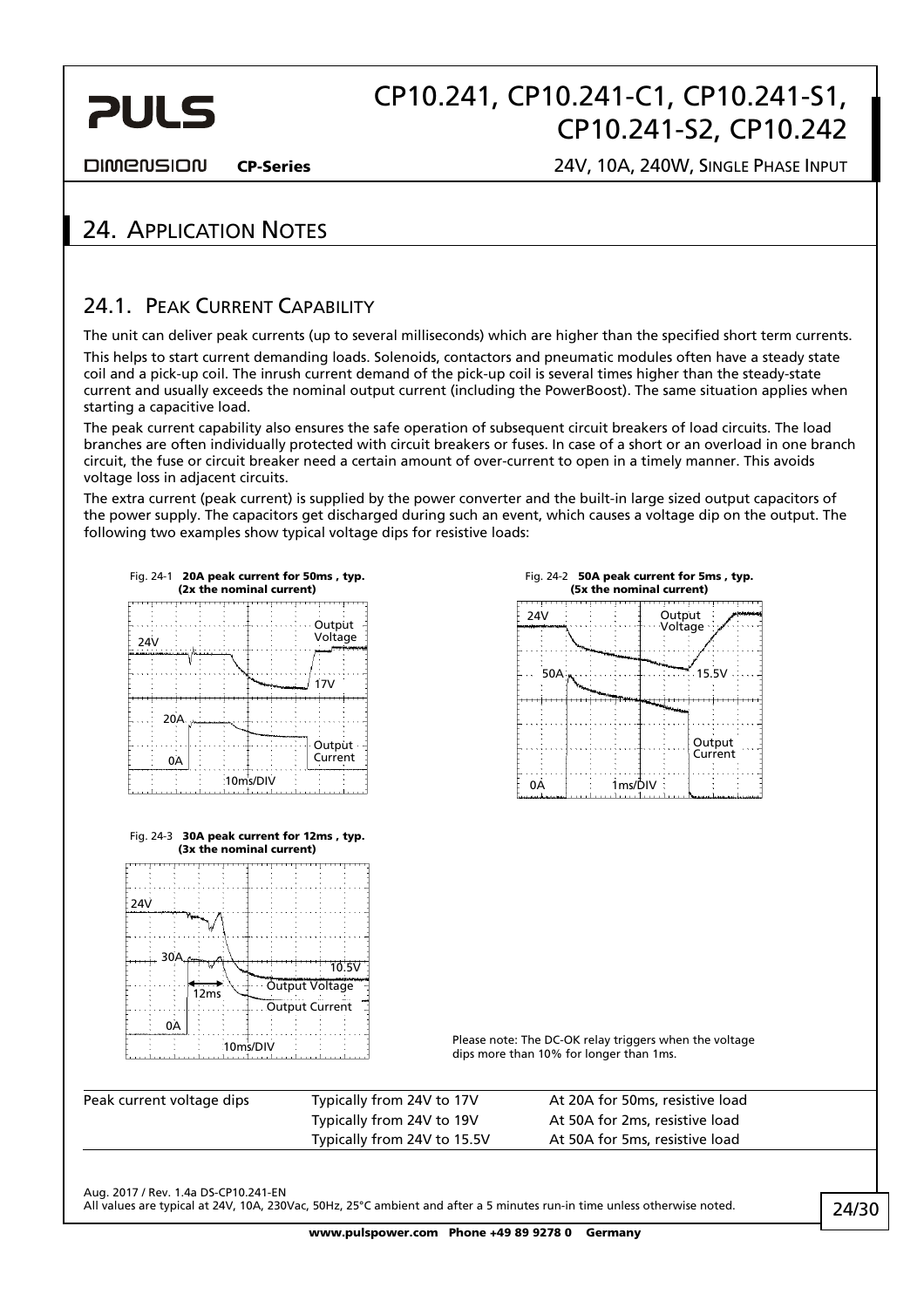# 24. Application Notes

## 24.1. Peak Current Capability

The unit can deliver peak currents (up to several milliseconds) which are higher than the specified short term currents.

This helps to start current demanding loads. Solenoids, contactors and pneumatic modules often have a steady state coil and a pick-up coil. The inrush current demand of the pick-up coil is several times higher than the steady-state current and usually exceeds the nominal output current (including the PowerBoost). The same situation applies when starting a capacitive load.

The peak current capability also ensures the safe operation of subsequent circuit breakers of load circuits. The load branches are often individually protected with circuit breakers or fuses. In case of a short or an overload in one branch circuit, the fuse or circuit breaker need a certain amount of over-current to open in a timely manner. This avoids voltage loss in adjacent circuits.

The extra current (peak current) is supplied by the power converter and the built-in large sized output capacitors of the power supply. The capacitors get discharged during such an event, which causes a voltage dip on the output. The following two examples show typical voltage dips for resistive loads:

Fig. 24-1 **20A peak current for 50ms , typ. (2x the nominal current)**

Fig. 24-2 **50A peak current for 5ms , typ. (5x the nominal current)**

Fig. 24-3 **30A peak current for 12ms , typ. (3x the nominal current)**

Please note: The DC-OK relay triggers when the voltage dips more than 10% for longer than 1ms.

| Peak current voltage dips | Typically from 24V to 17V | At 20A for 50ms, resistive load |
|---|---|---|
| | Typically from 24V to 19V | At 50A for 2ms, resistive load |
| | Typically from 24V to 15.5V | At 50A for 5ms, resistive load |

Aug. 2017 / Rev. 1.4a DS-CP10.241-EN

All values are typical at 24V, 10A, 230Vac, 50Hz, 25°C ambient and after a 5 minutes run-in time unless otherwise noted.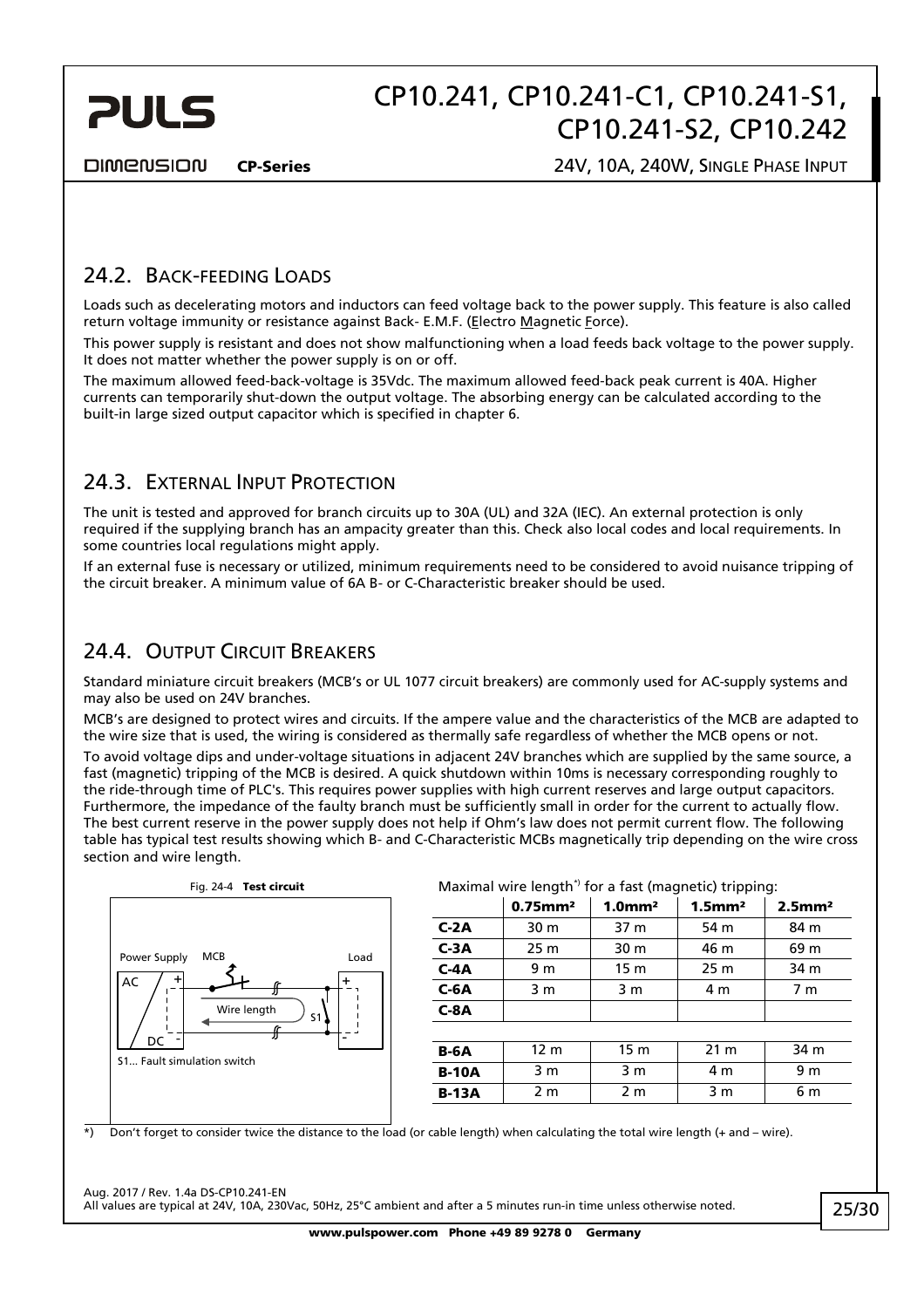## 24.2. Back-feeding Loads

Loads such as decelerating motors and inductors can feed voltage back to the power supply. This feature is also called return voltage immunity or resistance against Back- E.M.F. (Electro Magnetic Force).

This power supply is resistant and does not show malfunctioning when a load feeds back voltage to the power supply. It does not matter whether the power supply is on or off.

The maximum allowed feed-back-voltage is 35Vdc. The maximum allowed feed-back peak current is 40A. Higher currents can temporarily shut-down the output voltage. The absorbing energy can be calculated according to the built-in large sized output capacitor which is specified in chapter 6.

## 24.3. External Input Protection

The unit is tested and approved for branch circuits up to 30A (UL) and 32A (IEC). An external protection is only required if the supplying branch has an ampacity greater than this. Check also local codes and local requirements. In some countries local regulations might apply.

If an external fuse is necessary or utilized, minimum requirements need to be considered to avoid nuisance tripping of the circuit breaker. A minimum value of 6A B- or C-Characteristic breaker should be used.

## 24.4. Output Circuit Breakers

Standard miniature circuit breakers (MCB's or UL 1077 circuit breakers) are commonly used for AC-supply systems and may also be used on 24V branches.

MCB's are designed to protect wires and circuits. If the ampere value and the characteristics of the MCB are adapted to the wire size that is used, the wiring is considered as thermally safe regardless of whether the MCB opens or not.

To avoid voltage dips and under-voltage situations in adjacent 24V branches which are supplied by the same source, a fast (magnetic) tripping of the MCB is desired. A quick shutdown within 10ms is necessary corresponding roughly to the ride-through time of PLC's. This requires power supplies with high current reserves and large output capacitors. Furthermore, the impedance of the faulty branch must be sufficiently small in order for the current to actually flow. The best current reserve in the power supply does not help if Ohm's law does not permit current flow. The following table has typical test results showing which B- and C-Characteristic MCBs magnetically trip depending on the wire cross section and wire length.

Fig. 24-4 **Test circuit**

Power Supply, MCB, Load, AC, DC, Wire length, S1

S1... Fault simulation switch

Maximal wire length*) for a fast (magnetic) tripping:

| | 0.75mm² | 1.0mm² | 1.5mm² | 2.5mm² |
|---|---|---|---|---|
| **C-2A** | 30 m | 37 m | 54 m | 84 m |
| **C-3A** | 25 m | 30 m | 46 m | 69 m |
| **C-4A** | 9 m | 15 m | 25 m | 34 m |
| **C-6A** | 3 m | 3 m | 4 m | 7 m |
| **C-8A** | | | | |
| | | | | |
| **B-6A** | 12 m | 15 m | 21 m | 34 m |
| **B-10A** | 3 m | 3 m | 4 m | 9 m |
| **B-13A** | 2 m | 2 m | 3 m | 6 m |

*) Don't forget to consider twice the distance to the load (or cable length) when calculating the total wire length (+ and – wire).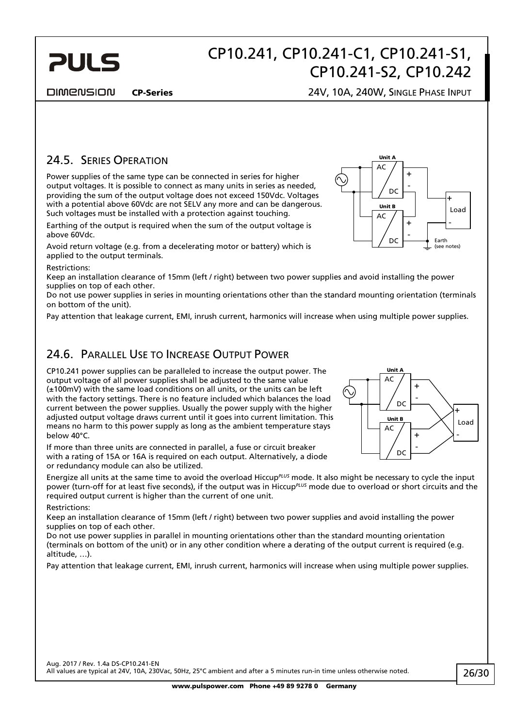## 24.5. Series Operation

Power supplies of the same type can be connected in series for higher output voltages. It is possible to connect as many units in series as needed, providing the sum of the output voltage does not exceed 150Vdc. Voltages with a potential above 60Vdc are not SELV any more and can be dangerous. Such voltages must be installed with a protection against touching.

Earthing of the output is required when the sum of the output voltage is above 60Vdc.

Avoid return voltage (e.g. from a decelerating motor or battery) which is applied to the output terminals.

Restrictions:

Keep an installation clearance of 15mm (left / right) between two power supplies and avoid installing the power supplies on top of each other.

Do not use power supplies in series in mounting orientations other than the standard mounting orientation (terminals on bottom of the unit).

Pay attention that leakage current, EMI, inrush current, harmonics will increase when using multiple power supplies.

## 24.6. Parallel Use to Increase Output Power

CP10.241 power supplies can be paralleled to increase the output power. The output voltage of all power supplies shall be adjusted to the same value (±100mV) with the same load conditions on all units, or the units can be left with the factory settings. There is no feature included which balances the load current between the power supplies. Usually the power supply with the higher adjusted output voltage draws current until it goes into current limitation. This means no harm to this power supply as long as the ambient temperature stays below 40°C.

If more than three units are connected in parallel, a fuse or circuit breaker with a rating of 15A or 16A is required on each output. Alternatively, a diode or redundancy module can also be utilized.

Energize all units at the same time to avoid the overload Hiccup*PLUS* mode. It also might be necessary to cycle the input power (turn-off for at least five seconds), if the output was in Hiccup*PLUS* mode due to overload or short circuits and the required output current is higher than the current of one unit.

Restrictions:

Keep an installation clearance of 15mm (left / right) between two power supplies and avoid installing the power supplies on top of each other.

Do not use power supplies in parallel in mounting orientations other than the standard mounting orientation (terminals on bottom of the unit) or in any other condition where a derating of the output current is required (e.g. altitude, …).

Pay attention that leakage current, EMI, inrush current, harmonics will increase when using multiple power supplies.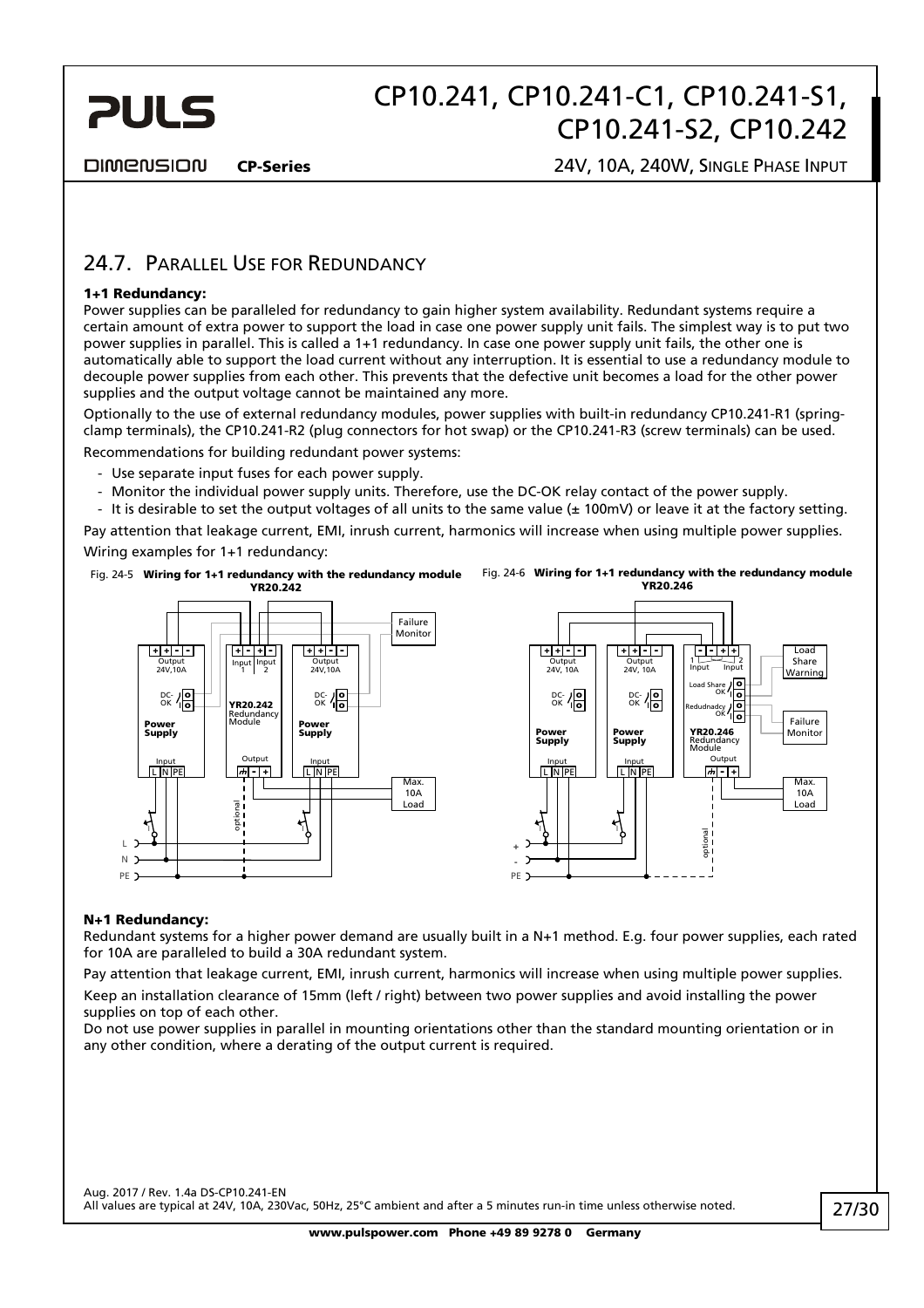## 24.7. Parallel Use for Redundancy

**1+1 Redundancy:**

Power supplies can be paralleled for redundancy to gain higher system availability. Redundant systems require a certain amount of extra power to support the load in case one power supply unit fails. The simplest way is to put two power supplies in parallel. This is called a 1+1 redundancy. In case one power supply unit fails, the other one is automatically able to support the load current without any interruption. It is essential to use a redundancy module to decouple power supplies from each other. This prevents that the defective unit becomes a load for the other power supplies and the output voltage cannot be maintained any more.

Optionally to the use of external redundancy modules, power supplies with built-in redundancy CP10.241-R1 (spring-clamp terminals), the CP10.241-R2 (plug connectors for hot swap) or the CP10.241-R3 (screw terminals) can be used.

Recommendations for building redundant power systems:

- Use separate input fuses for each power supply.
- Monitor the individual power supply units. Therefore, use the DC-OK relay contact of the power supply.
- It is desirable to set the output voltages of all units to the same value (± 100mV) or leave it at the factory setting.

Pay attention that leakage current, EMI, inrush current, harmonics will increase when using multiple power supplies.

Wiring examples for 1+1 redundancy:

Fig. 24-5 **Wiring for 1+1 redundancy with the redundancy module YR20.242**

Fig. 24-6 **Wiring for 1+1 redundancy with the redundancy module YR20.246**

**N+1 Redundancy:**

Redundant systems for a higher power demand are usually built in a N+1 method. E.g. four power supplies, each rated for 10A are paralleled to build a 30A redundant system.

Pay attention that leakage current, EMI, inrush current, harmonics will increase when using multiple power supplies.

Keep an installation clearance of 15mm (left / right) between two power supplies and avoid installing the power supplies on top of each other.

Do not use power supplies in parallel in mounting orientations other than the standard mounting orientation or in any other condition, where a derating of the output current is required.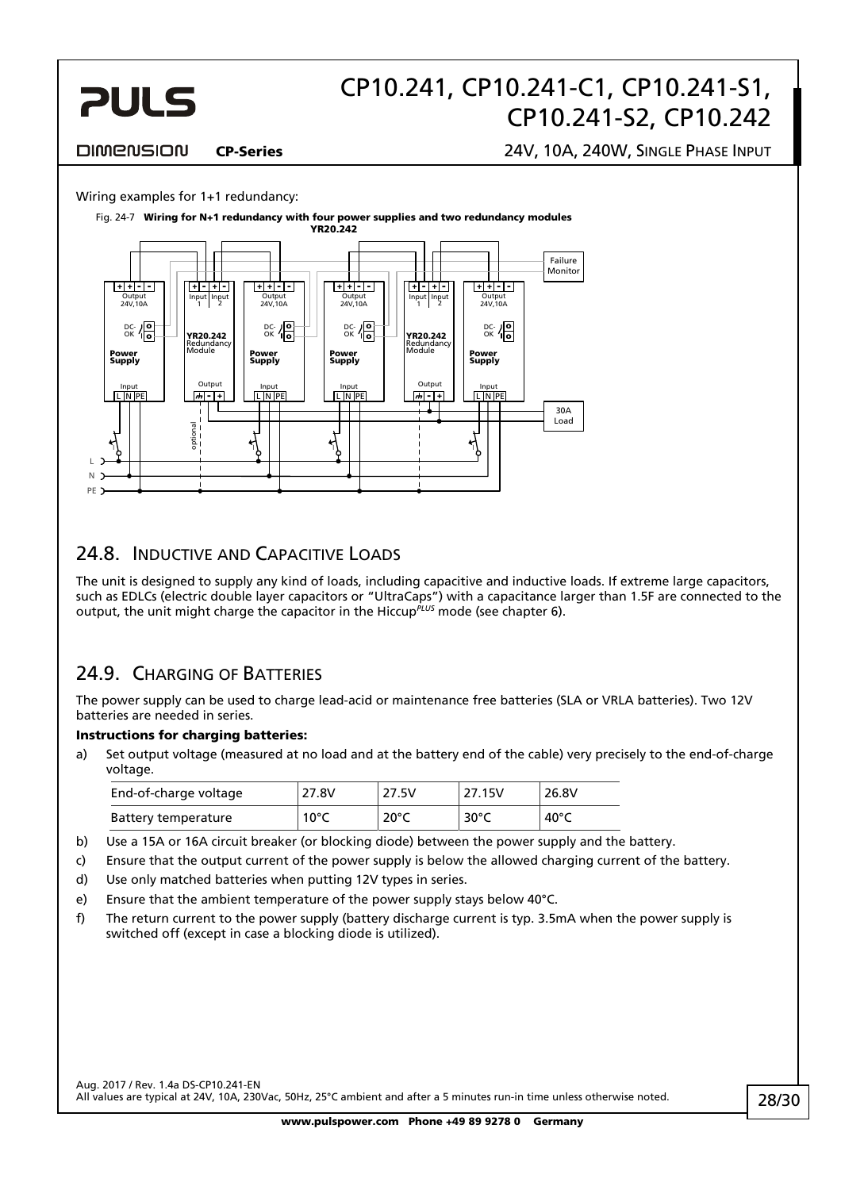Wiring examples for 1+1 redundancy:

Fig. 24-7 **Wiring for N+1 redundancy with four power supplies and two redundancy modules YR20.242**

## 24.8. Inductive and Capacitive Loads

The unit is designed to supply any kind of loads, including capacitive and inductive loads. If extreme large capacitors, such as EDLCs (electric double layer capacitors or "UltraCaps") with a capacitance larger than 1.5F are connected to the output, the unit might charge the capacitor in the Hiccup*PLUS* mode (see chapter 6).

## 24.9. Charging of Batteries

The power supply can be used to charge lead-acid or maintenance free batteries (SLA or VRLA batteries). Two 12V batteries are needed in series.

**Instructions for charging batteries:**

a) Set output voltage (measured at no load and at the battery end of the cable) very precisely to the end-of-charge voltage.

| End-of-charge voltage | 27.8V | 27.5V | 27.15V | 26.8V |
|---|---|---|---|---|
| Battery temperature | 10°C | 20°C | 30°C | 40°C |

b) Use a 15A or 16A circuit breaker (or blocking diode) between the power supply and the battery.

c) Ensure that the output current of the power supply is below the allowed charging current of the battery.

d) Use only matched batteries when putting 12V types in series.

e) Ensure that the ambient temperature of the power supply stays below 40°C.

f) The return current to the power supply (battery discharge current is typ. 3.5mA when the power supply is switched off (except in case a blocking diode is utilized).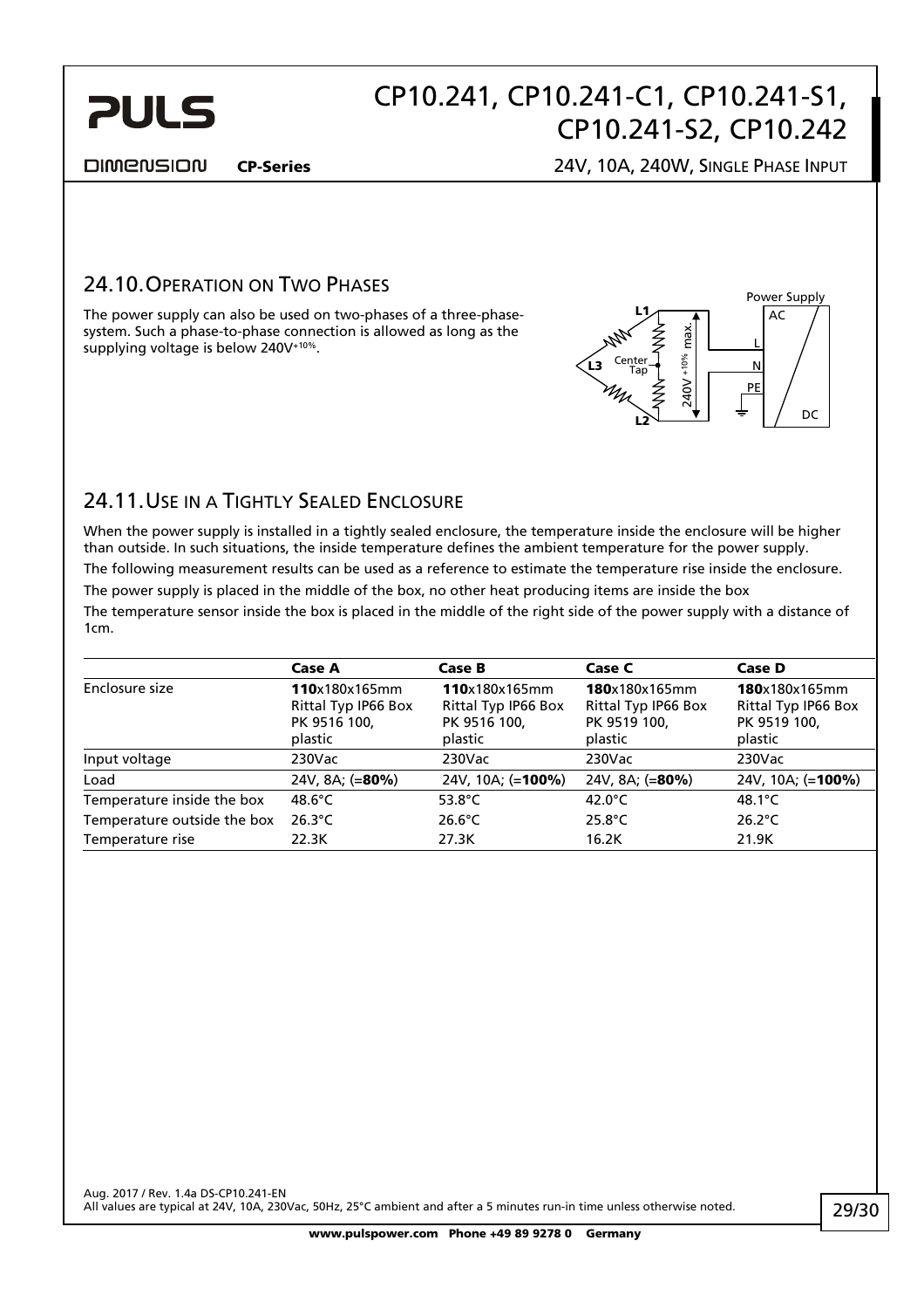## 24.10. Operation on Two Phases

The power supply can also be used on two-phases of a three-phase-system. Such a phase-to-phase connection is allowed as long as the supplying voltage is below 240V$^{+10\%}$.

## 24.11. Use in a Tightly Sealed Enclosure

When the power supply is installed in a tightly sealed enclosure, the temperature inside the enclosure will be higher than outside. In such situations, the inside temperature defines the ambient temperature for the power supply.

The following measurement results can be used as a reference to estimate the temperature rise inside the enclosure.

The power supply is placed in the middle of the box, no other heat producing items are inside the box

The temperature sensor inside the box is placed in the middle of the right side of the power supply with a distance of 1cm.

| | **Case A** | **Case B** | **Case C** | **Case D** |
|---|---|---|---|---|
| Enclosure size | **110**x180x165mm Rittal Typ IP66 Box PK 9516 100, plastic | **110**x180x165mm Rittal Typ IP66 Box PK 9516 100, plastic | **180**x180x165mm Rittal Typ IP66 Box PK 9519 100, plastic | **180**x180x165mm Rittal Typ IP66 Box PK 9519 100, plastic |
| Input voltage | 230Vac | 230Vac | 230Vac | 230Vac |
| Load | 24V, 8A; (=**80%**) | 24V, 10A; (=**100%**) | 24V, 8A; (=**80%**) | 24V, 10A; (=**100%**) |
| Temperature inside the box | 48.6°C | 53.8°C | 42.0°C | 48.1°C |
| Temperature outside the box | 26.3°C | 26.6°C | 25.8°C | 26.2°C |
| Temperature rise | 22.3K | 27.3K | 16.2K | 21.9K |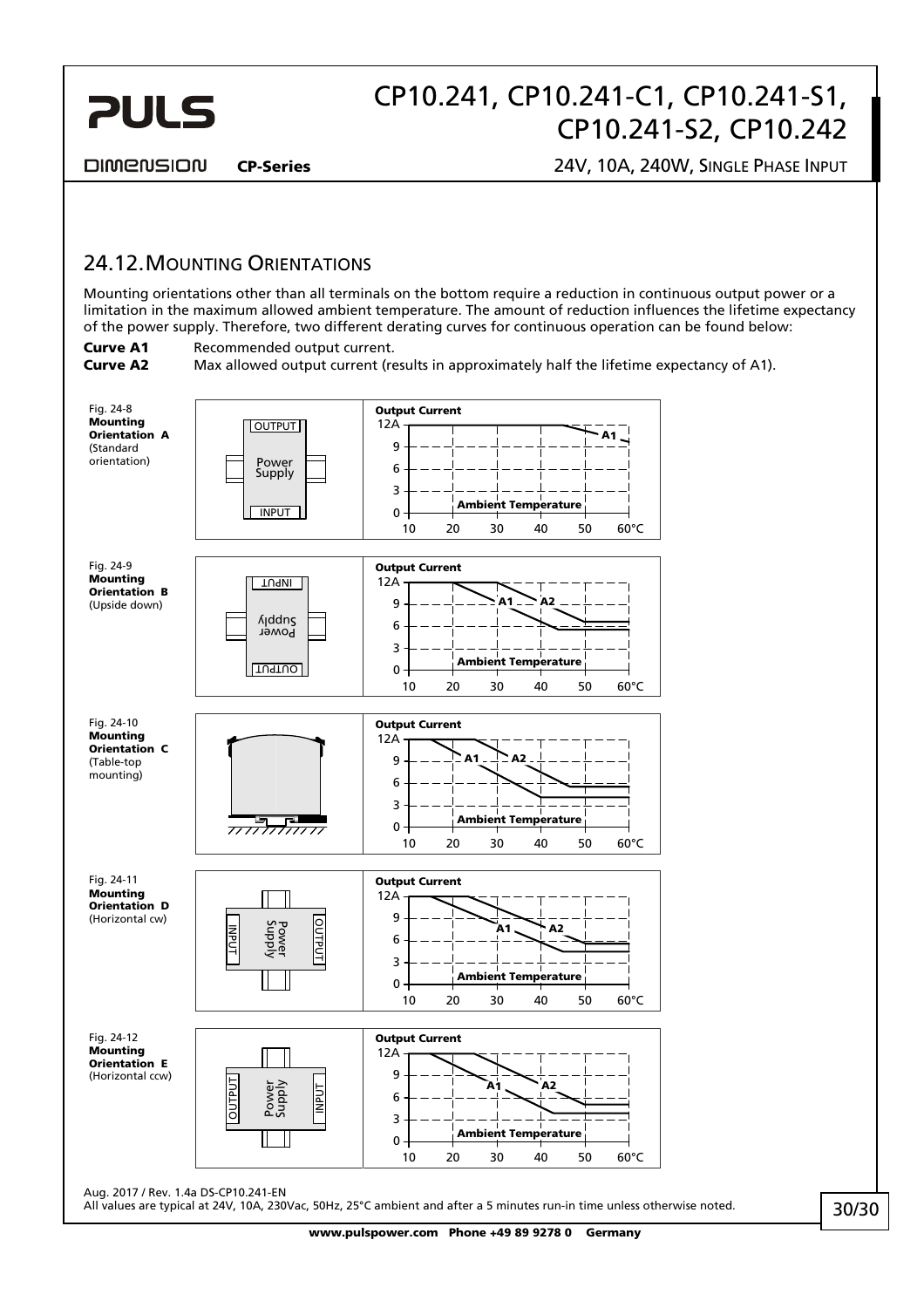## 24.12. Mounting Orientations

Mounting orientations other than all terminals on the bottom require a reduction in continuous output power or a limitation in the maximum allowed ambient temperature. The amount of reduction influences the lifetime expectancy of the power supply. Therefore, two different derating curves for continuous operation can be found below:

**Curve A1** Recommended output current.
**Curve A2** Max allowed output current (results in approximately half the lifetime expectancy of A1).

Fig. 24-8 **Mounting Orientation A** (Standard orientation)

OUTPUT
Power Supply
INPUT

Output Current
12A
9
6
3
0
A1
Ambient Temperature
10 20 30 40 50 60°C

Fig. 24-9 **Mounting Orientation B** (Upside down)

INPUT
Power Supply
OUTPUT

Output Current
12A
9
6
3
0
A1
A2
Ambient Temperature
10 20 30 40 50 60°C

Fig. 24-10 **Mounting Orientation C** (Table-top mounting)

Output Current
12A
9
6
3
0
A1
A2
Ambient Temperature
10 20 30 40 50 60°C

Fig. 24-11 **Mounting Orientation D** (Horizontal cw)

INPUT
Power Supply
OUTPUT

Output Current
12A
9
6
3
0
A1
A2
Ambient Temperature
10 20 30 40 50 60°C

Fig. 24-12 **Mounting Orientation E** (Horizontal ccw)

OUTPUT
Power Supply
INPUT

Output Current
12A
9
6
3
0
A1
A2
Ambient Temperature
10 20 30 40 50 60°C

Aug. 2017 / Rev. 1.4a DS-CP10.241-EN
All values are typical at 24V, 10A, 230Vac, 50Hz, 25°C ambient and after a 5 minutes run-in time unless otherwise noted.